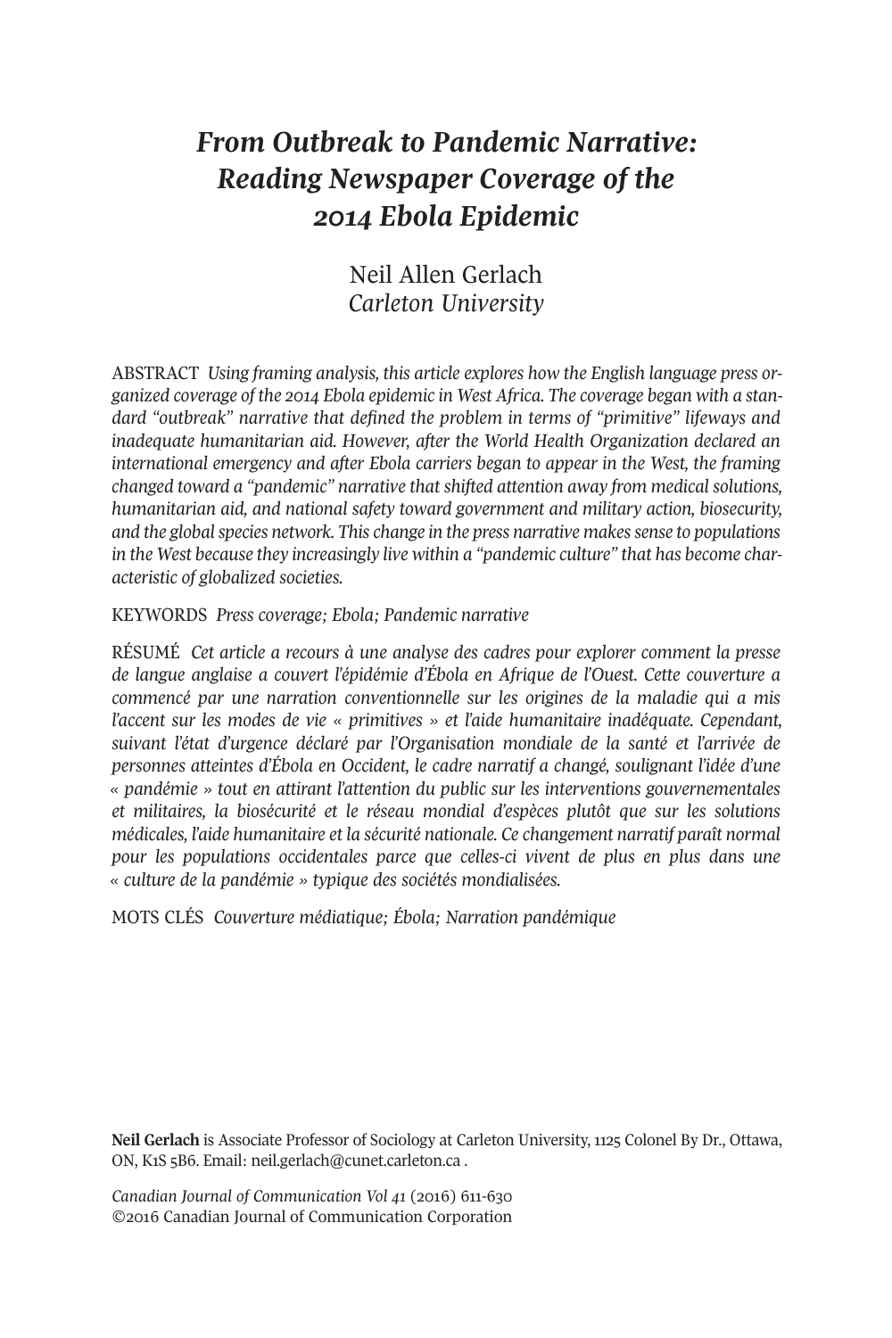# *From Outbreak to Pandemic Narrative: Reading Newspaper Coverage of the 2014 Ebola Epidemic*

Neil Allen Gerlach
*Carleton University*

ABSTRACT *Using framing analysis, this article explores how the English language press organized coverage of the 2014 Ebola epidemic in West Africa. The coverage began with a standard "outbreak" narrative that defined the problem in terms of "primitive" lifeways and inadequate humanitarian aid. However, after the World Health Organization declared an international emergency and after Ebola carriers began to appear in the West, the framing changed toward a "pandemic" narrative that shifted attention away from medical solutions, humanitarian aid, and national safety toward government and military action, biosecurity, and the global species network. This change in the press narrative makes sense to populations in the West because they increasingly live within a "pandemic culture" that has become characteristic of globalized societies.*

KEYWORDS *Press coverage; Ebola; Pandemic narrative*

RÉSUMÉ *Cet article a recours à une analyse des cadres pour explorer comment la presse de langue anglaise a couvert l'épidémie d'Ébola en Afrique de l'Ouest. Cette couverture a commencé par une narration conventionnelle sur les origines de la maladie qui a mis l'accent sur les modes de vie « primitives » et l'aide humanitaire inadéquate. Cependant, suivant l'état d'urgence déclaré par l'Organisation mondiale de la santé et l'arrivée de personnes atteintes d'Ébola en Occident, le cadre narratif a changé, soulignant l'idée d'une « pandémie » tout en attirant l'attention du public sur les interventions gouvernementales et militaires, la biosécurité et le réseau mondial d'espèces plutôt que sur les solutions médicales, l'aide humanitaire et la sécurité nationale. Ce changement narratif paraît normal pour les populations occidentales parce que celles-ci vivent de plus en plus dans une « culture de la pandémie » typique des sociétés mondialisées.*

MOTS CLÉS *Couverture médiatique; Ébola; Narration pandémique*

**Neil Gerlach** is Associate Professor of Sociology at Carleton University, 1125 Colonel By Dr., Ottawa, ON, K1S 5B6. Email: neil.gerlach@cunet.carleton.ca .

*Canadian Journal of Communication Vol 41* (2016) 611-630
©2016 Canadian Journal of Communication Corporation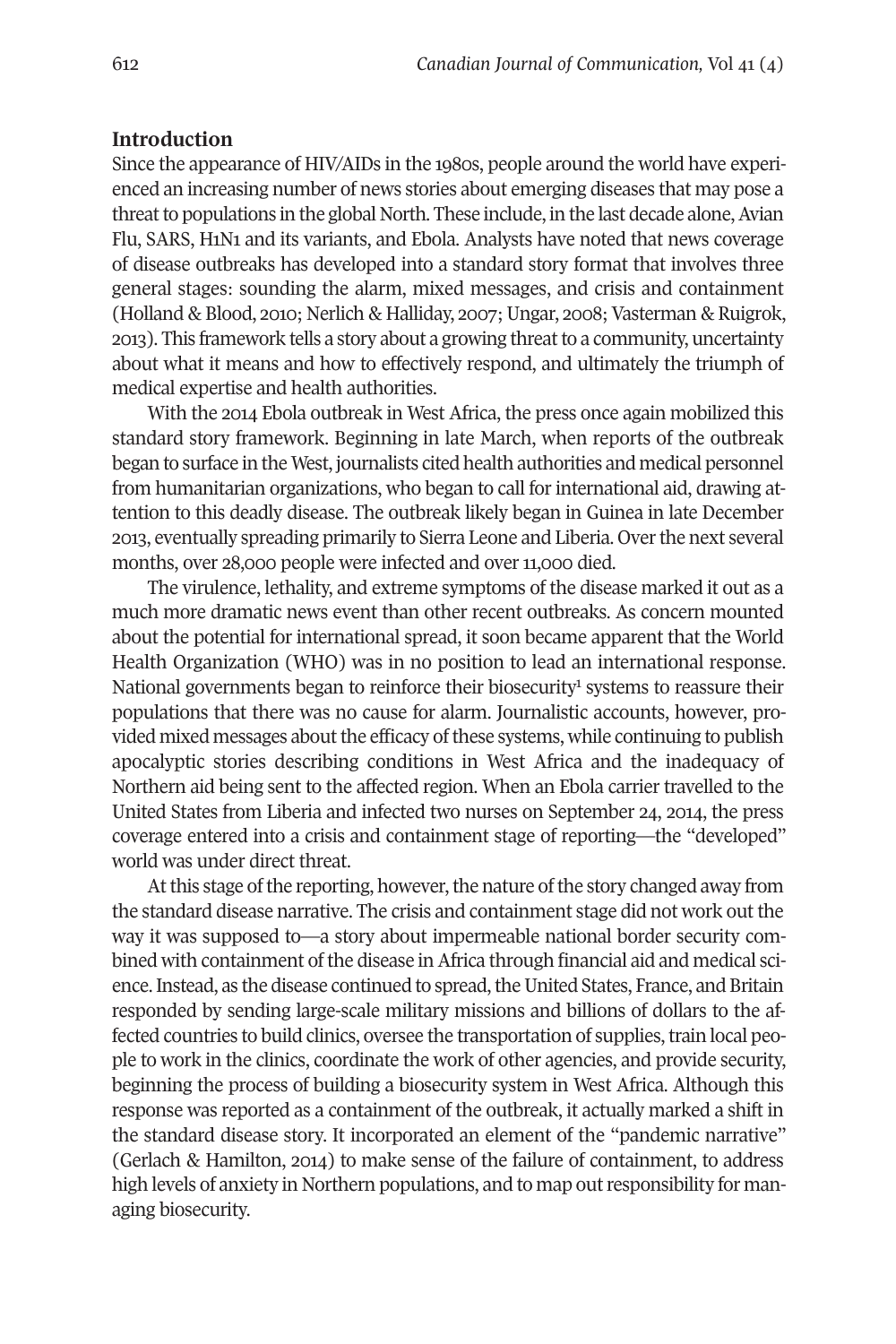## Introduction

Since the appearance of HIV/AIDs in the 1980s, people around the world have experienced an increasing number of news stories about emerging diseases that may pose a threat to populations in the global North. These include, in the last decade alone, Avian Flu, SARS, H1N1 and its variants, and Ebola. Analysts have noted that news coverage of disease outbreaks has developed into a standard story format that involves three general stages: sounding the alarm, mixed messages, and crisis and containment (Holland & Blood, 2010; Nerlich & Halliday, 2007; Ungar, 2008; Vasterman & Ruigrok, 2013). This framework tells a story about a growing threat to a community, uncertainty about what it means and how to effectively respond, and ultimately the triumph of medical expertise and health authorities.

With the 2014 Ebola outbreak in West Africa, the press once again mobilized this standard story framework. Beginning in late March, when reports of the outbreak began to surface in the West, journalists cited health authorities and medical personnel from humanitarian organizations, who began to call for international aid, drawing attention to this deadly disease. The outbreak likely began in Guinea in late December 2013, eventually spreading primarily to Sierra Leone and Liberia. Over the next several months, over 28,000 people were infected and over 11,000 died.

The virulence, lethality, and extreme symptoms of the disease marked it out as a much more dramatic news event than other recent outbreaks. As concern mounted about the potential for international spread, it soon became apparent that the World Health Organization (WHO) was in no position to lead an international response. National governments began to reinforce their biosecurity[1] systems to reassure their populations that there was no cause for alarm. Journalistic accounts, however, provided mixed messages about the efficacy of these systems, while continuing to publish apocalyptic stories describing conditions in West Africa and the inadequacy of Northern aid being sent to the affected region. When an Ebola carrier travelled to the United States from Liberia and infected two nurses on September 24, 2014, the press coverage entered into a crisis and containment stage of reporting—the "developed" world was under direct threat.

At this stage of the reporting, however, the nature of the story changed away from the standard disease narrative. The crisis and containment stage did not work out the way it was supposed to—a story about impermeable national border security combined with containment of the disease in Africa through financial aid and medical science. Instead, as the disease continued to spread, the United States, France, and Britain responded by sending large-scale military missions and billions of dollars to the affected countries to build clinics, oversee the transportation of supplies, train local people to work in the clinics, coordinate the work of other agencies, and provide security, beginning the process of building a biosecurity system in West Africa. Although this response was reported as a containment of the outbreak, it actually marked a shift in the standard disease story. It incorporated an element of the "pandemic narrative" (Gerlach & Hamilton, 2014) to make sense of the failure of containment, to address high levels of anxiety in Northern populations, and to map out responsibility for managing biosecurity.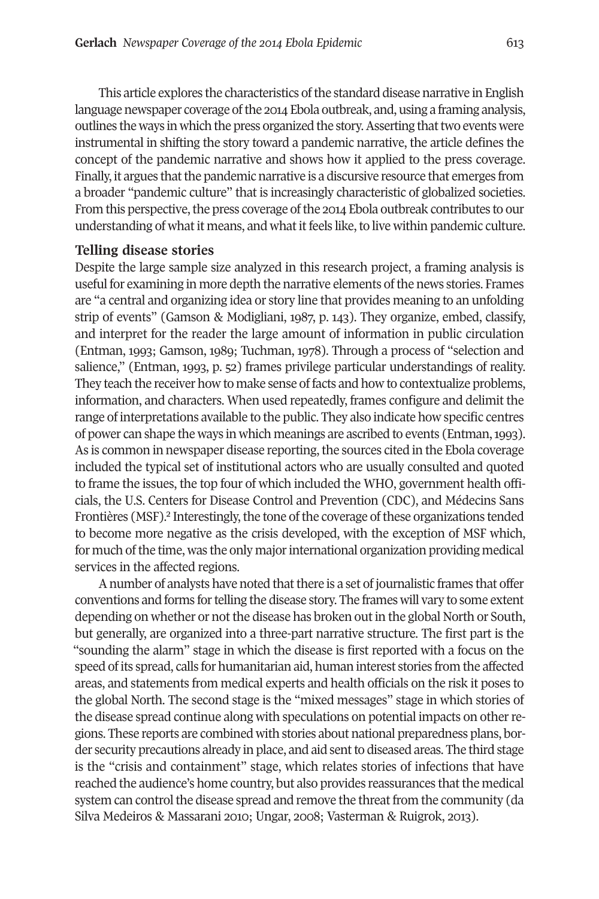This article explores the characteristics of the standard disease narrative in English language newspaper coverage of the 2014 Ebola outbreak, and, using a framing analysis, outlines the ways in which the press organized the story. Asserting that two events were instrumental in shifting the story toward a pandemic narrative, the article defines the concept of the pandemic narrative and shows how it applied to the press coverage. Finally, it argues that the pandemic narrative is a discursive resource that emerges from a broader "pandemic culture" that is increasingly characteristic of globalized societies. From this perspective, the press coverage of the 2014 Ebola outbreak contributes to our understanding of what it means, and what it feels like, to live within pandemic culture.

### Telling disease stories

Despite the large sample size analyzed in this research project, a framing analysis is useful for examining in more depth the narrative elements of the news stories. Frames are "a central and organizing idea or story line that provides meaning to an unfolding strip of events" (Gamson & Modigliani, 1987, p. 143). They organize, embed, classify, and interpret for the reader the large amount of information in public circulation (Entman, 1993; Gamson, 1989; Tuchman, 1978). Through a process of "selection and salience," (Entman, 1993, p. 52) frames privilege particular understandings of reality. They teach the receiver how to make sense of facts and how to contextualize problems, information, and characters. When used repeatedly, frames configure and delimit the range of interpretations available to the public. They also indicate how specific centres of power can shape the ways in which meanings are ascribed to events (Entman, 1993). As is common in newspaper disease reporting, the sources cited in the Ebola coverage included the typical set of institutional actors who are usually consulted and quoted to frame the issues, the top four of which included the WHO, government health officials, the U.S. Centers for Disease Control and Prevention (CDC), and Médecins Sans Frontières (MSF).[2] Interestingly, the tone of the coverage of these organizations tended to become more negative as the crisis developed, with the exception of MSF which, for much of the time, was the only major international organization providing medical services in the affected regions.

A number of analysts have noted that there is a set of journalistic frames that offer conventions and forms for telling the disease story. The frames will vary to some extent depending on whether or not the disease has broken out in the global North or South, but generally, are organized into a three-part narrative structure. The first part is the "sounding the alarm" stage in which the disease is first reported with a focus on the speed of its spread, calls for humanitarian aid, human interest stories from the affected areas, and statements from medical experts and health officials on the risk it poses to the global North. The second stage is the "mixed messages" stage in which stories of the disease spread continue along with speculations on potential impacts on other regions. These reports are combined with stories about national preparedness plans, border security precautions already in place, and aid sent to diseased areas. The third stage is the "crisis and containment" stage, which relates stories of infections that have reached the audience's home country, but also provides reassurances that the medical system can control the disease spread and remove the threat from the community (da Silva Medeiros & Massarani 2010; Ungar, 2008; Vasterman & Ruigrok, 2013).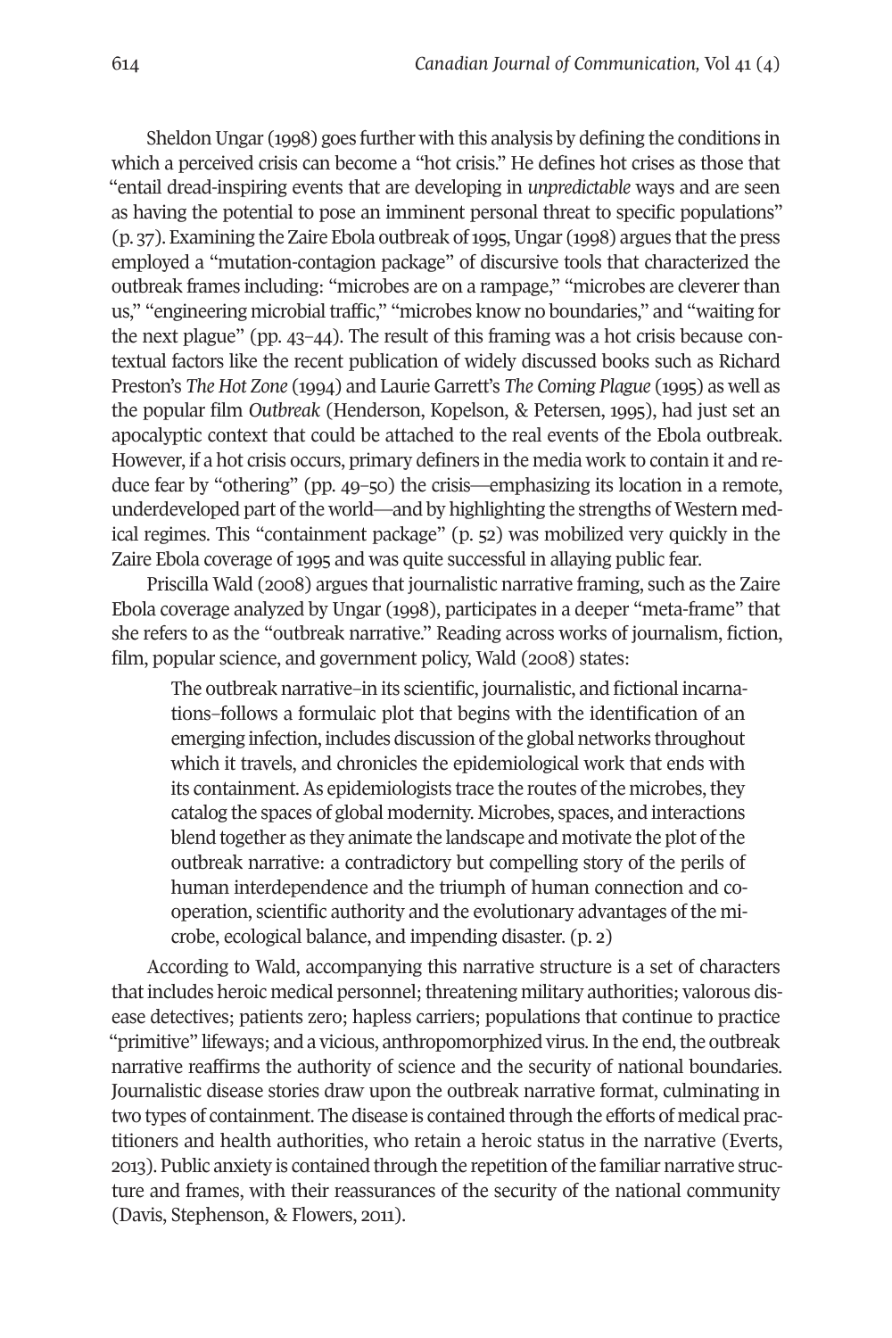Sheldon Ungar (1998) goes further with this analysis by defining the conditions in which a perceived crisis can become a "hot crisis." He defines hot crises as those that "entail dread-inspiring events that are developing in *unpredictable* ways and are seen as having the potential to pose an imminent personal threat to specific populations" (p. 37). Examining the Zaire Ebola outbreak of 1995, Ungar (1998) argues that the press employed a "mutation-contagion package" of discursive tools that characterized the outbreak frames including: "microbes are on a rampage," "microbes are cleverer than us," "engineering microbial traffic," "microbes know no boundaries," and "waiting for the next plague" (pp. 43–44). The result of this framing was a hot crisis because contextual factors like the recent publication of widely discussed books such as Richard Preston's *The Hot Zone* (1994) and Laurie Garrett's *The Coming Plague* (1995) as well as the popular film *Outbreak* (Henderson, Kopelson, & Petersen, 1995), had just set an apocalyptic context that could be attached to the real events of the Ebola outbreak. However, if a hot crisis occurs, primary definers in the media work to contain it and reduce fear by "othering" (pp. 49–50) the crisis—emphasizing its location in a remote, underdeveloped part of the world—and by highlighting the strengths of Western medical regimes. This "containment package" (p. 52) was mobilized very quickly in the Zaire Ebola coverage of 1995 and was quite successful in allaying public fear.

Priscilla Wald (2008) argues that journalistic narrative framing, such as the Zaire Ebola coverage analyzed by Ungar (1998), participates in a deeper "meta-frame" that she refers to as the "outbreak narrative." Reading across works of journalism, fiction, film, popular science, and government policy, Wald (2008) states:

> The outbreak narrative–in its scientific, journalistic, and fictional incarnations–follows a formulaic plot that begins with the identification of an emerging infection, includes discussion of the global networks throughout which it travels, and chronicles the epidemiological work that ends with its containment. As epidemiologists trace the routes of the microbes, they catalog the spaces of global modernity. Microbes, spaces, and interactions blend together as they animate the landscape and motivate the plot of the outbreak narrative: a contradictory but compelling story of the perils of human interdependence and the triumph of human connection and cooperation, scientific authority and the evolutionary advantages of the microbe, ecological balance, and impending disaster. (p. 2)

According to Wald, accompanying this narrative structure is a set of characters that includes heroic medical personnel; threatening military authorities; valorous disease detectives; patients zero; hapless carriers; populations that continue to practice "primitive" lifeways; and a vicious, anthropomorphized virus. In the end, the outbreak narrative reaffirms the authority of science and the security of national boundaries. Journalistic disease stories draw upon the outbreak narrative format, culminating in two types of containment. The disease is contained through the efforts of medical practitioners and health authorities, who retain a heroic status in the narrative (Everts, 2013). Public anxiety is contained through the repetition of the familiar narrative structure and frames, with their reassurances of the security of the national community (Davis, Stephenson, & Flowers, 2011).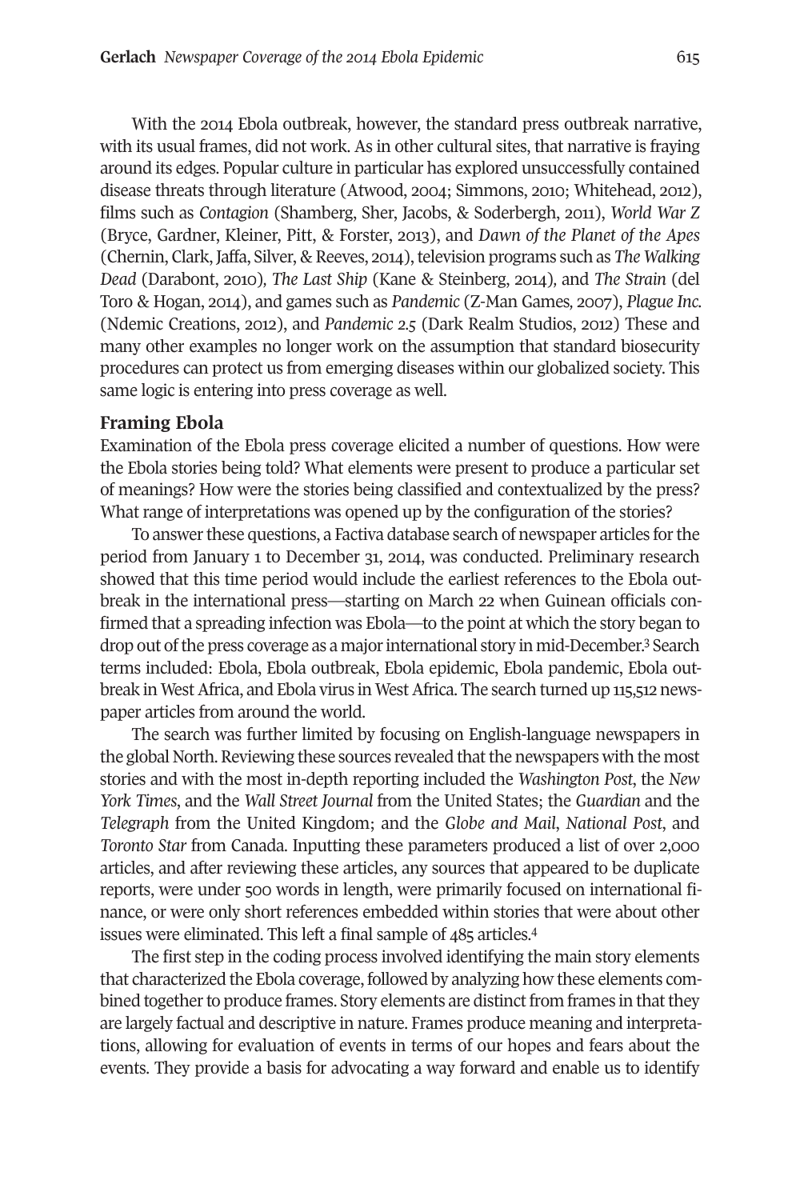With the 2014 Ebola outbreak, however, the standard press outbreak narrative, with its usual frames, did not work. As in other cultural sites, that narrative is fraying around its edges. Popular culture in particular has explored unsuccessfully contained disease threats through literature (Atwood, 2004; Simmons, 2010; Whitehead, 2012), films such as *Contagion* (Shamberg, Sher, Jacobs, & Soderbergh, 2011), *World War Z* (Bryce, Gardner, Kleiner, Pitt, & Forster, 2013), and *Dawn of the Planet of the Apes* (Chernin, Clark, Jaffa, Silver, & Reeves, 2014), television programs such as *The Walking Dead* (Darabont, 2010), *The Last Ship* (Kane & Steinberg, 2014), and *The Strain* (del Toro & Hogan, 2014), and games such as *Pandemic* (Z-Man Games, 2007), *Plague Inc.* (Ndemic Creations, 2012), and *Pandemic 2.5* (Dark Realm Studios, 2012) These and many other examples no longer work on the assumption that standard biosecurity procedures can protect us from emerging diseases within our globalized society. This same logic is entering into press coverage as well.

## Framing Ebola

Examination of the Ebola press coverage elicited a number of questions. How were the Ebola stories being told? What elements were present to produce a particular set of meanings? How were the stories being classified and contextualized by the press? What range of interpretations was opened up by the configuration of the stories?

To answer these questions, a Factiva database search of newspaper articles for the period from January 1 to December 31, 2014, was conducted. Preliminary research showed that this time period would include the earliest references to the Ebola outbreak in the international press—starting on March 22 when Guinean officials confirmed that a spreading infection was Ebola—to the point at which the story began to drop out of the press coverage as a major international story in mid-December.[3] Search terms included: Ebola, Ebola outbreak, Ebola epidemic, Ebola pandemic, Ebola outbreak in West Africa, and Ebola virus in West Africa. The search turned up 115,512 newspaper articles from around the world.

The search was further limited by focusing on English-language newspapers in the global North. Reviewing these sources revealed that the newspapers with the most stories and with the most in-depth reporting included the *Washington Post*, the *New York Times*, and the *Wall Street Journal* from the United States; the *Guardian* and the *Telegraph* from the United Kingdom; and the *Globe and Mail*, *National Post*, and *Toronto Star* from Canada. Inputting these parameters produced a list of over 2,000 articles, and after reviewing these articles, any sources that appeared to be duplicate reports, were under 500 words in length, were primarily focused on international finance, or were only short references embedded within stories that were about other issues were eliminated. This left a final sample of 485 articles.[4]

The first step in the coding process involved identifying the main story elements that characterized the Ebola coverage, followed by analyzing how these elements combined together to produce frames. Story elements are distinct from frames in that they are largely factual and descriptive in nature. Frames produce meaning and interpretations, allowing for evaluation of events in terms of our hopes and fears about the events. They provide a basis for advocating a way forward and enable us to identify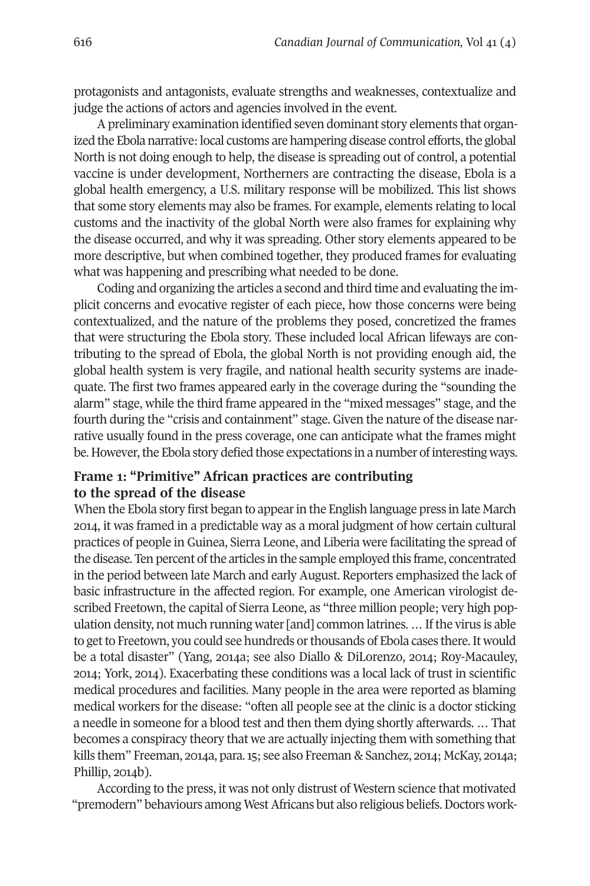protagonists and antagonists, evaluate strengths and weaknesses, contextualize and judge the actions of actors and agencies involved in the event.

A preliminary examination identified seven dominant story elements that organized the Ebola narrative: local customs are hampering disease control efforts, the global North is not doing enough to help, the disease is spreading out of control, a potential vaccine is under development, Northerners are contracting the disease, Ebola is a global health emergency, a U.S. military response will be mobilized. This list shows that some story elements may also be frames. For example, elements relating to local customs and the inactivity of the global North were also frames for explaining why the disease occurred, and why it was spreading. Other story elements appeared to be more descriptive, but when combined together, they produced frames for evaluating what was happening and prescribing what needed to be done.

Coding and organizing the articles a second and third time and evaluating the implicit concerns and evocative register of each piece, how those concerns were being contextualized, and the nature of the problems they posed, concretized the frames that were structuring the Ebola story. These included local African lifeways are contributing to the spread of Ebola, the global North is not providing enough aid, the global health system is very fragile, and national health security systems are inadequate. The first two frames appeared early in the coverage during the "sounding the alarm" stage, while the third frame appeared in the "mixed messages" stage, and the fourth during the "crisis and containment" stage. Given the nature of the disease narrative usually found in the press coverage, one can anticipate what the frames might be. However, the Ebola story defied those expectations in a number of interesting ways.

### Frame 1: "Primitive" African practices are contributing to the spread of the disease

When the Ebola story first began to appear in the English language press in late March 2014, it was framed in a predictable way as a moral judgment of how certain cultural practices of people in Guinea, Sierra Leone, and Liberia were facilitating the spread of the disease. Ten percent of the articles in the sample employed this frame, concentrated in the period between late March and early August. Reporters emphasized the lack of basic infrastructure in the affected region. For example, one American virologist described Freetown, the capital of Sierra Leone, as "three million people; very high population density, not much running water [and] common latrines. … If the virus is able to get to Freetown, you could see hundreds or thousands of Ebola cases there. It would be a total disaster" (Yang, 2014a; see also Diallo & DiLorenzo, 2014; Roy-Macauley, 2014; York, 2014). Exacerbating these conditions was a local lack of trust in scientific medical procedures and facilities. Many people in the area were reported as blaming medical workers for the disease: "often all people see at the clinic is a doctor sticking a needle in someone for a blood test and then them dying shortly afterwards. … That becomes a conspiracy theory that we are actually injecting them with something that kills them" Freeman, 2014a, para. 15; see also Freeman & Sanchez, 2014; McKay, 2014a; Phillip, 2014b).

According to the press, it was not only distrust of Western science that motivated "premodern" behaviours among West Africans but also religious beliefs. Doctors work-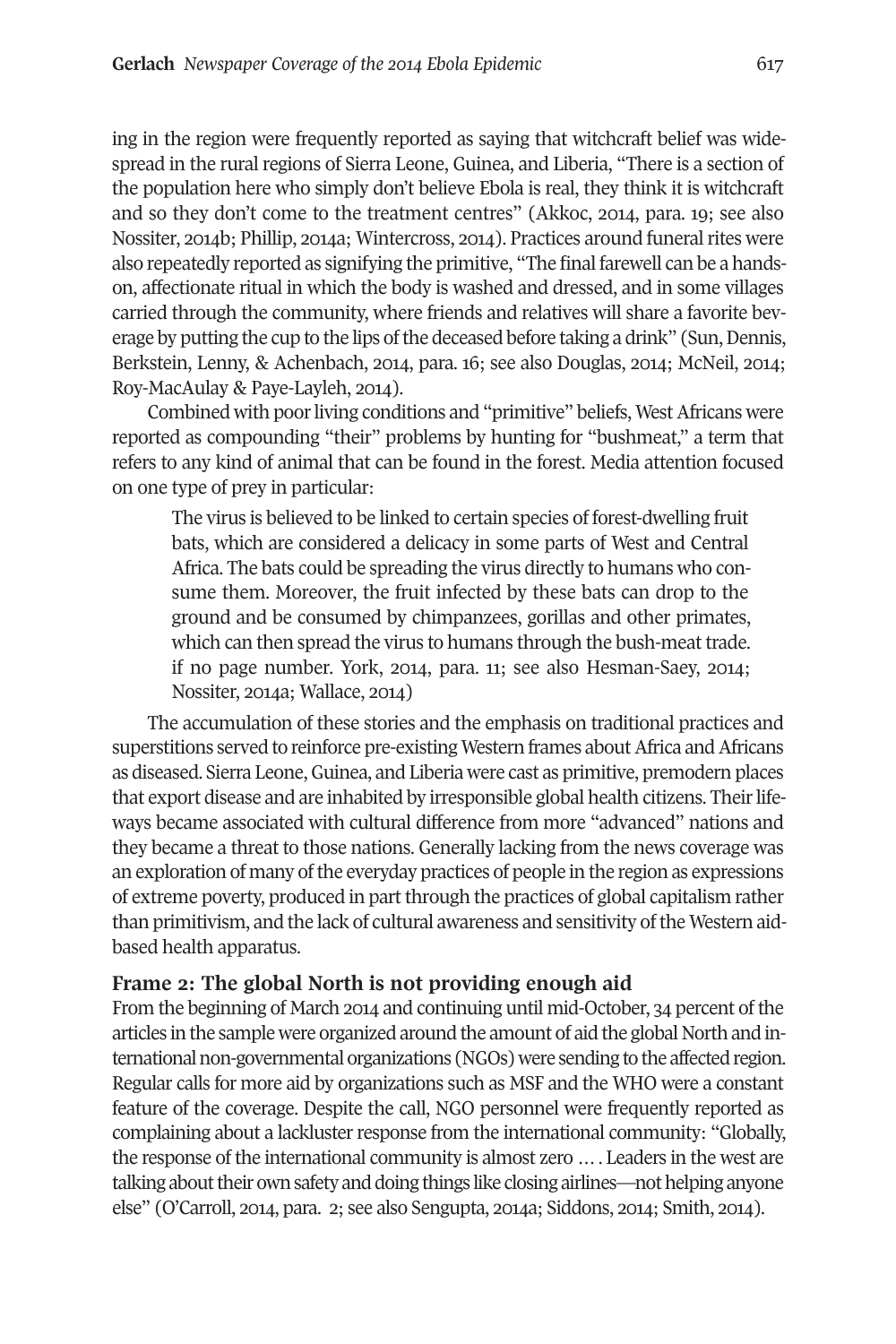ing in the region were frequently reported as saying that witchcraft belief was widespread in the rural regions of Sierra Leone, Guinea, and Liberia, "There is a section of the population here who simply don't believe Ebola is real, they think it is witchcraft and so they don't come to the treatment centres" (Akkoc, 2014, para. 19; see also Nossiter, 2014b; Phillip, 2014a; Wintercross, 2014). Practices around funeral rites were also repeatedly reported as signifying the primitive, "The final farewell can be a hands-on, affectionate ritual in which the body is washed and dressed, and in some villages carried through the community, where friends and relatives will share a favorite beverage by putting the cup to the lips of the deceased before taking a drink" (Sun, Dennis, Berkstein, Lenny, & Achenbach, 2014, para. 16; see also Douglas, 2014; McNeil, 2014; Roy-MacAulay & Paye-Layleh, 2014).

Combined with poor living conditions and "primitive" beliefs, West Africans were reported as compounding "their" problems by hunting for "bushmeat," a term that refers to any kind of animal that can be found in the forest. Media attention focused on one type of prey in particular:

> The virus is believed to be linked to certain species of forest-dwelling fruit bats, which are considered a delicacy in some parts of West and Central Africa. The bats could be spreading the virus directly to humans who consume them. Moreover, the fruit infected by these bats can drop to the ground and be consumed by chimpanzees, gorillas and other primates, which can then spread the virus to humans through the bush-meat trade. if no page number. York, 2014, para. 11; see also Hesman-Saey, 2014; Nossiter, 2014a; Wallace, 2014)

The accumulation of these stories and the emphasis on traditional practices and superstitions served to reinforce pre-existing Western frames about Africa and Africans as diseased. Sierra Leone, Guinea, and Liberia were cast as primitive, premodern places that export disease and are inhabited by irresponsible global health citizens. Their lifeways became associated with cultural difference from more "advanced" nations and they became a threat to those nations. Generally lacking from the news coverage was an exploration of many of the everyday practices of people in the region as expressions of extreme poverty, produced in part through the practices of global capitalism rather than primitivism, and the lack of cultural awareness and sensitivity of the Western aid-based health apparatus.

### Frame 2: The global North is not providing enough aid

From the beginning of March 2014 and continuing until mid-October, 34 percent of the articles in the sample were organized around the amount of aid the global North and international non-governmental organizations (NGOs) were sending to the affected region. Regular calls for more aid by organizations such as MSF and the WHO were a constant feature of the coverage. Despite the call, NGO personnel were frequently reported as complaining about a lackluster response from the international community: "Globally, the response of the international community is almost zero … . Leaders in the west are talking about their own safety and doing things like closing airlines—not helping anyone else" (O'Carroll, 2014, para. 2; see also Sengupta, 2014a; Siddons, 2014; Smith, 2014).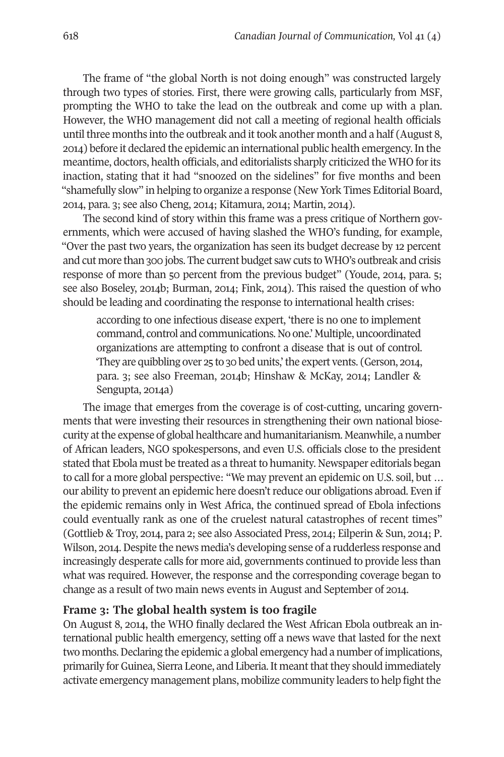The frame of "the global North is not doing enough" was constructed largely through two types of stories. First, there were growing calls, particularly from MSF, prompting the WHO to take the lead on the outbreak and come up with a plan. However, the WHO management did not call a meeting of regional health officials until three months into the outbreak and it took another month and a half (August 8, 2014) before it declared the epidemic an international public health emergency. In the meantime, doctors, health officials, and editorialists sharply criticized the WHO for its inaction, stating that it had "snoozed on the sidelines" for five months and been "shamefully slow" in helping to organize a response (New York Times Editorial Board, 2014, para. 3; see also Cheng, 2014; Kitamura, 2014; Martin, 2014).

The second kind of story within this frame was a press critique of Northern governments, which were accused of having slashed the WHO's funding, for example, "Over the past two years, the organization has seen its budget decrease by 12 percent and cut more than 300 jobs. The current budget saw cuts to WHO's outbreak and crisis response of more than 50 percent from the previous budget" (Youde, 2014, para. 5; see also Boseley, 2014b; Burman, 2014; Fink, 2014). This raised the question of who should be leading and coordinating the response to international health crises:

> according to one infectious disease expert, 'there is no one to implement command, control and communications. No one.' Multiple, uncoordinated organizations are attempting to confront a disease that is out of control. 'They are quibbling over 25 to 30 bed units,' the expert vents. (Gerson, 2014, para. 3; see also Freeman, 2014b; Hinshaw & McKay, 2014; Landler & Sengupta, 2014a)

The image that emerges from the coverage is of cost-cutting, uncaring governments that were investing their resources in strengthening their own national biosecurity at the expense of global healthcare and humanitarianism. Meanwhile, a number of African leaders, NGO spokespersons, and even U.S. officials close to the president stated that Ebola must be treated as a threat to humanity. Newspaper editorials began to call for a more global perspective: "We may prevent an epidemic on U.S. soil, but … our ability to prevent an epidemic here doesn't reduce our obligations abroad. Even if the epidemic remains only in West Africa, the continued spread of Ebola infections could eventually rank as one of the cruelest natural catastrophes of recent times" (Gottlieb & Troy, 2014, para 2; see also Associated Press, 2014; Eilperin & Sun, 2014; P. Wilson, 2014. Despite the news media's developing sense of a rudderless response and increasingly desperate calls for more aid, governments continued to provide less than what was required. However, the response and the corresponding coverage began to change as a result of two main news events in August and September of 2014.

### Frame 3: The global health system is too fragile

On August 8, 2014, the WHO finally declared the West African Ebola outbreak an international public health emergency, setting off a news wave that lasted for the next two months. Declaring the epidemic a global emergency had a number of implications, primarily for Guinea, Sierra Leone, and Liberia. It meant that they should immediately activate emergency management plans, mobilize community leaders to help fight the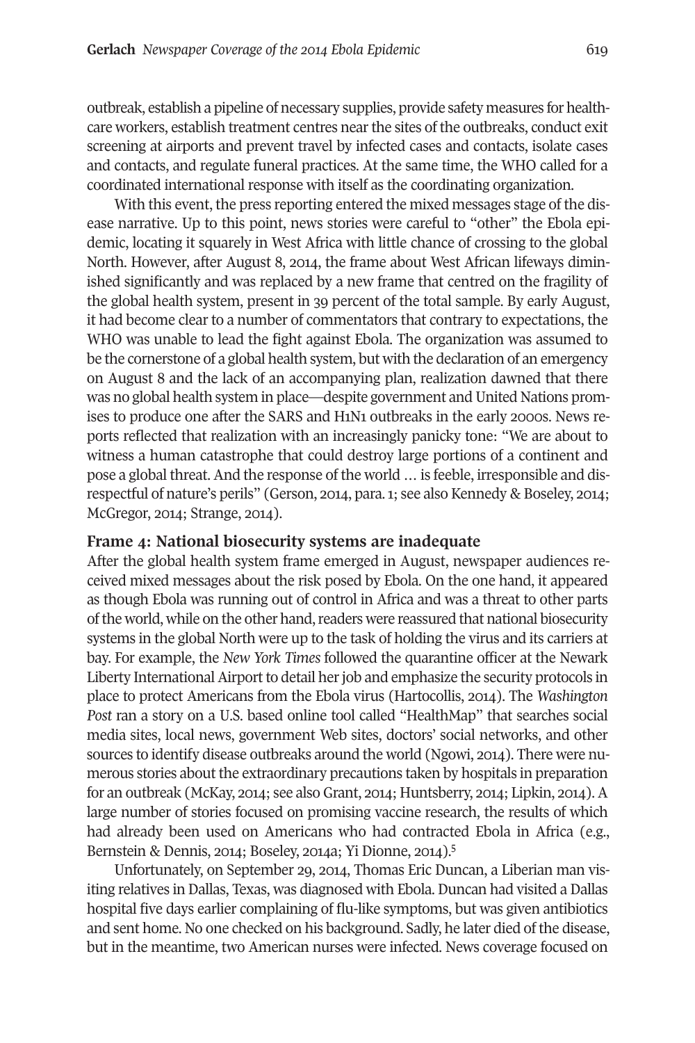outbreak, establish a pipeline of necessary supplies, provide safety measures for healthcare workers, establish treatment centres near the sites of the outbreaks, conduct exit screening at airports and prevent travel by infected cases and contacts, isolate cases and contacts, and regulate funeral practices. At the same time, the WHO called for a coordinated international response with itself as the coordinating organization.

With this event, the press reporting entered the mixed messages stage of the disease narrative. Up to this point, news stories were careful to "other" the Ebola epidemic, locating it squarely in West Africa with little chance of crossing to the global North. However, after August 8, 2014, the frame about West African lifeways diminished significantly and was replaced by a new frame that centred on the fragility of the global health system, present in 39 percent of the total sample. By early August, it had become clear to a number of commentators that contrary to expectations, the WHO was unable to lead the fight against Ebola. The organization was assumed to be the cornerstone of a global health system, but with the declaration of an emergency on August 8 and the lack of an accompanying plan, realization dawned that there was no global health system in place—despite government and United Nations promises to produce one after the SARS and H1N1 outbreaks in the early 2000s. News reports reflected that realization with an increasingly panicky tone: "We are about to witness a human catastrophe that could destroy large portions of a continent and pose a global threat. And the response of the world … is feeble, irresponsible and disrespectful of nature's perils" (Gerson, 2014, para. 1; see also Kennedy & Boseley, 2014; McGregor, 2014; Strange, 2014).

### Frame 4: National biosecurity systems are inadequate

After the global health system frame emerged in August, newspaper audiences received mixed messages about the risk posed by Ebola. On the one hand, it appeared as though Ebola was running out of control in Africa and was a threat to other parts of the world, while on the other hand, readers were reassured that national biosecurity systems in the global North were up to the task of holding the virus and its carriers at bay. For example, the *New York Times* followed the quarantine officer at the Newark Liberty International Airport to detail her job and emphasize the security protocols in place to protect Americans from the Ebola virus (Hartocollis, 2014). The *Washington Post* ran a story on a U.S. based online tool called "HealthMap" that searches social media sites, local news, government Web sites, doctors' social networks, and other sources to identify disease outbreaks around the world (Ngowi, 2014). There were numerous stories about the extraordinary precautions taken by hospitals in preparation for an outbreak (McKay, 2014; see also Grant, 2014; Huntsberry, 2014; Lipkin, 2014). A large number of stories focused on promising vaccine research, the results of which had already been used on Americans who had contracted Ebola in Africa (e.g., Bernstein & Dennis, 2014; Boseley, 2014a; Yi Dionne, 2014).[5]

Unfortunately, on September 29, 2014, Thomas Eric Duncan, a Liberian man visiting relatives in Dallas, Texas, was diagnosed with Ebola. Duncan had visited a Dallas hospital five days earlier complaining of flu-like symptoms, but was given antibiotics and sent home. No one checked on his background. Sadly, he later died of the disease, but in the meantime, two American nurses were infected. News coverage focused on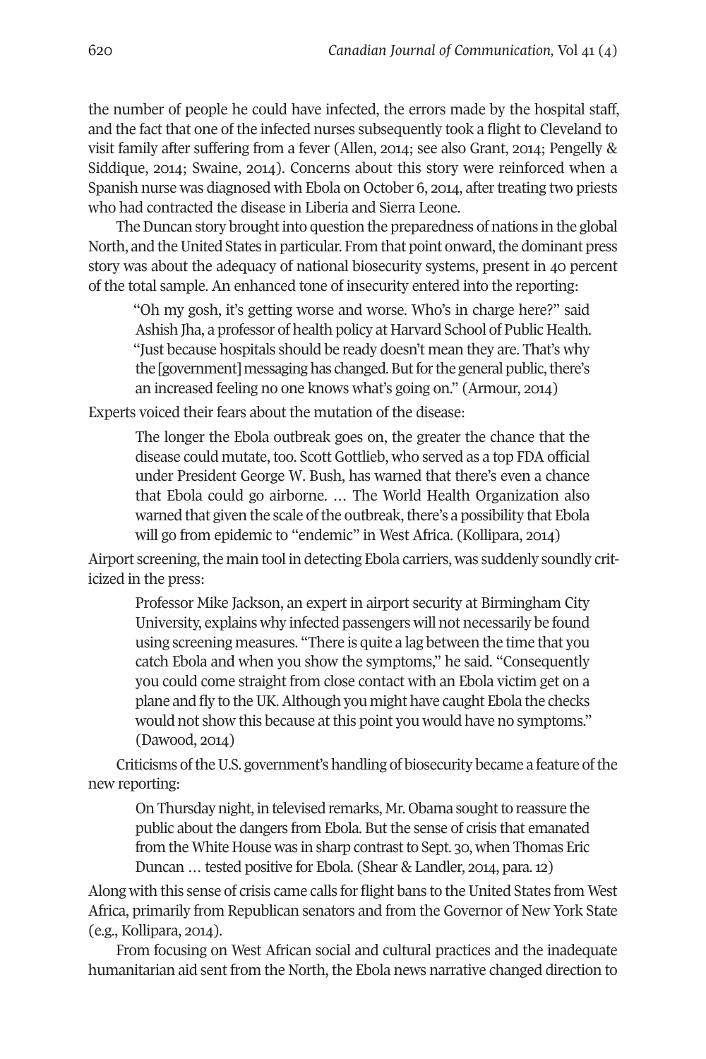the number of people he could have infected, the errors made by the hospital staff, and the fact that one of the infected nurses subsequently took a flight to Cleveland to visit family after suffering from a fever (Allen, 2014; see also Grant, 2014; Pengelly & Siddique, 2014; Swaine, 2014). Concerns about this story were reinforced when a Spanish nurse was diagnosed with Ebola on October 6, 2014, after treating two priests who had contracted the disease in Liberia and Sierra Leone.

The Duncan story brought into question the preparedness of nations in the global North, and the United States in particular. From that point onward, the dominant press story was about the adequacy of national biosecurity systems, present in 40 percent of the total sample. An enhanced tone of insecurity entered into the reporting:

> "Oh my gosh, it's getting worse and worse. Who's in charge here?" said Ashish Jha, a professor of health policy at Harvard School of Public Health. "Just because hospitals should be ready doesn't mean they are. That's why the [government] messaging has changed. But for the general public, there's an increased feeling no one knows what's going on." (Armour, 2014)

Experts voiced their fears about the mutation of the disease:

> The longer the Ebola outbreak goes on, the greater the chance that the disease could mutate, too. Scott Gottlieb, who served as a top FDA official under President George W. Bush, has warned that there's even a chance that Ebola could go airborne. … The World Health Organization also warned that given the scale of the outbreak, there's a possibility that Ebola will go from epidemic to "endemic" in West Africa. (Kollipara, 2014)

Airport screening, the main tool in detecting Ebola carriers, was suddenly soundly criticized in the press:

> Professor Mike Jackson, an expert in airport security at Birmingham City University, explains why infected passengers will not necessarily be found using screening measures. "There is quite a lag between the time that you catch Ebola and when you show the symptoms," he said. "Consequently you could come straight from close contact with an Ebola victim get on a plane and fly to the UK. Although you might have caught Ebola the checks would not show this because at this point you would have no symptoms." (Dawood, 2014)

Criticisms of the U.S. government's handling of biosecurity became a feature of the new reporting:

> On Thursday night, in televised remarks, Mr. Obama sought to reassure the public about the dangers from Ebola. But the sense of crisis that emanated from the White House was in sharp contrast to Sept. 30, when Thomas Eric Duncan … tested positive for Ebola. (Shear & Landler, 2014, para. 12)

Along with this sense of crisis came calls for flight bans to the United States from West Africa, primarily from Republican senators and from the Governor of New York State (e.g., Kollipara, 2014).

From focusing on West African social and cultural practices and the inadequate humanitarian aid sent from the North, the Ebola news narrative changed direction to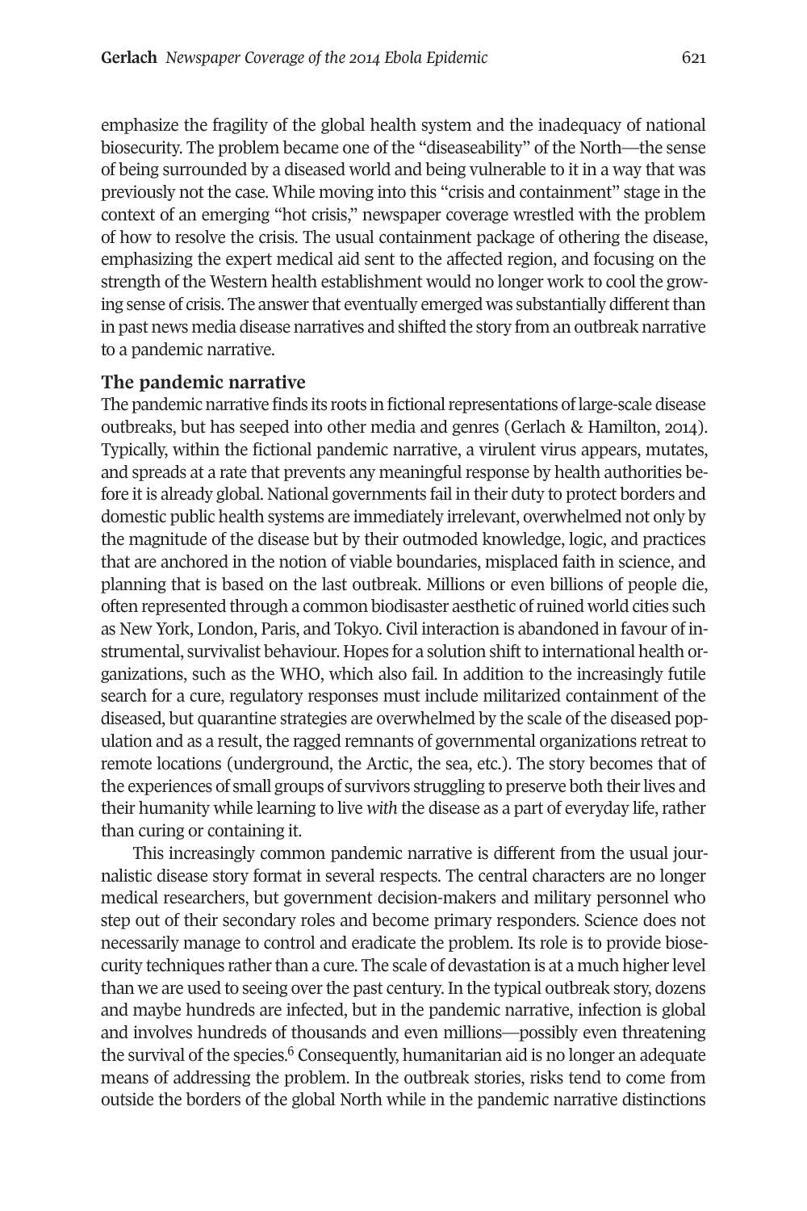emphasize the fragility of the global health system and the inadequacy of national biosecurity. The problem became one of the "diseaseability" of the North—the sense of being surrounded by a diseased world and being vulnerable to it in a way that was previously not the case. While moving into this "crisis and containment" stage in the context of an emerging "hot crisis," newspaper coverage wrestled with the problem of how to resolve the crisis. The usual containment package of othering the disease, emphasizing the expert medical aid sent to the affected region, and focusing on the strength of the Western health establishment would no longer work to cool the growing sense of crisis. The answer that eventually emerged was substantially different than in past news media disease narratives and shifted the story from an outbreak narrative to a pandemic narrative.

## The pandemic narrative

The pandemic narrative finds its roots in fictional representations of large-scale disease outbreaks, but has seeped into other media and genres (Gerlach & Hamilton, 2014). Typically, within the fictional pandemic narrative, a virulent virus appears, mutates, and spreads at a rate that prevents any meaningful response by health authorities before it is already global. National governments fail in their duty to protect borders and domestic public health systems are immediately irrelevant, overwhelmed not only by the magnitude of the disease but by their outmoded knowledge, logic, and practices that are anchored in the notion of viable boundaries, misplaced faith in science, and planning that is based on the last outbreak. Millions or even billions of people die, often represented through a common biodisaster aesthetic of ruined world cities such as New York, London, Paris, and Tokyo. Civil interaction is abandoned in favour of instrumental, survivalist behaviour. Hopes for a solution shift to international health organizations, such as the WHO, which also fail. In addition to the increasingly futile search for a cure, regulatory responses must include militarized containment of the diseased, but quarantine strategies are overwhelmed by the scale of the diseased population and as a result, the ragged remnants of governmental organizations retreat to remote locations (underground, the Arctic, the sea, etc.). The story becomes that of the experiences of small groups of survivors struggling to preserve both their lives and their humanity while learning to live *with* the disease as a part of everyday life, rather than curing or containing it.

This increasingly common pandemic narrative is different from the usual journalistic disease story format in several respects. The central characters are no longer medical researchers, but government decision-makers and military personnel who step out of their secondary roles and become primary responders. Science does not necessarily manage to control and eradicate the problem. Its role is to provide biosecurity techniques rather than a cure. The scale of devastation is at a much higher level than we are used to seeing over the past century. In the typical outbreak story, dozens and maybe hundreds are infected, but in the pandemic narrative, infection is global and involves hundreds of thousands and even millions—possibly even threatening the survival of the species.[6] Consequently, humanitarian aid is no longer an adequate means of addressing the problem. In the outbreak stories, risks tend to come from outside the borders of the global North while in the pandemic narrative distinctions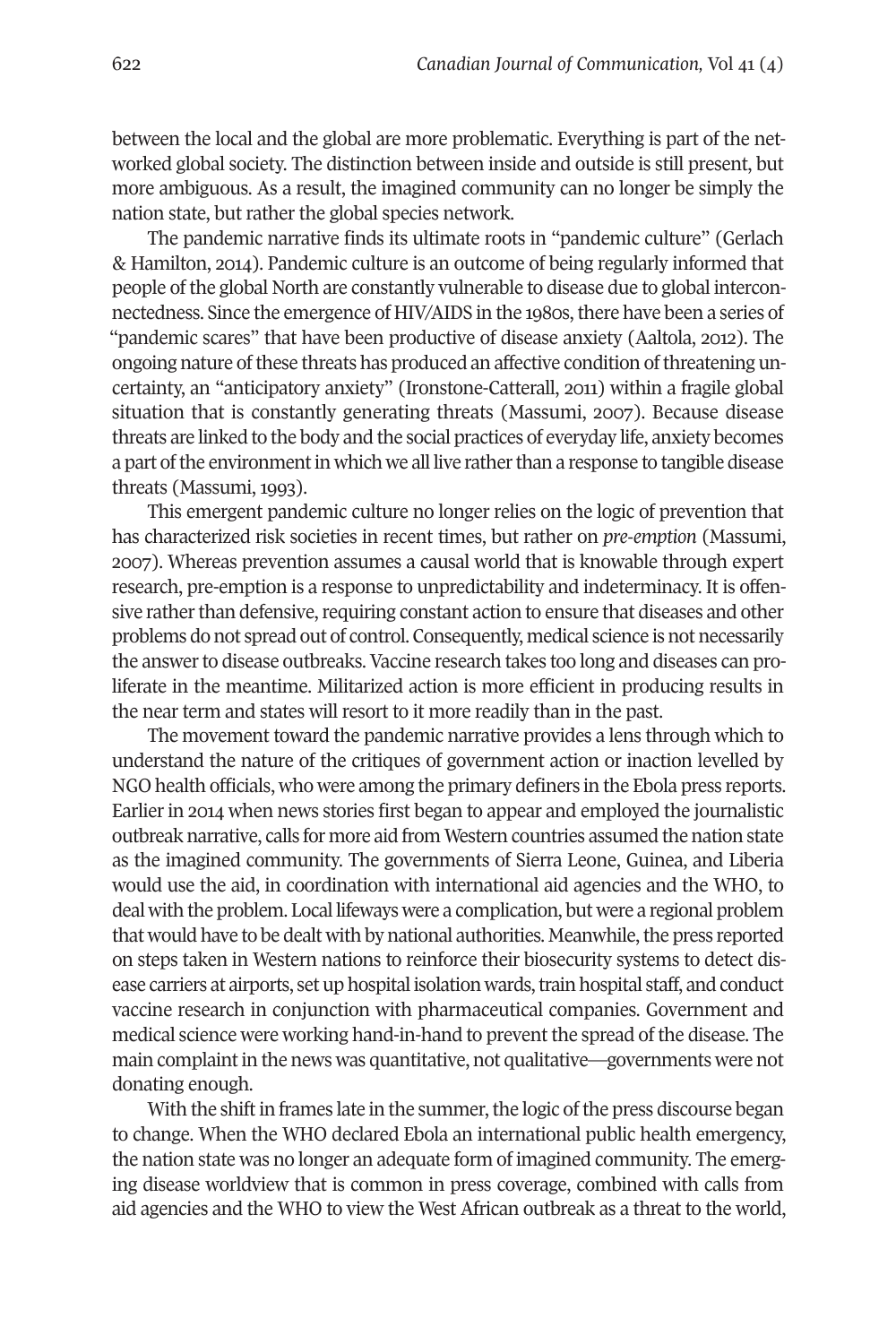between the local and the global are more problematic. Everything is part of the networked global society. The distinction between inside and outside is still present, but more ambiguous. As a result, the imagined community can no longer be simply the nation state, but rather the global species network.

The pandemic narrative finds its ultimate roots in "pandemic culture" (Gerlach & Hamilton, 2014). Pandemic culture is an outcome of being regularly informed that people of the global North are constantly vulnerable to disease due to global interconnectedness. Since the emergence of HIV/AIDS in the 1980s, there have been a series of "pandemic scares" that have been productive of disease anxiety (Aaltola, 2012). The ongoing nature of these threats has produced an affective condition of threatening uncertainty, an "anticipatory anxiety" (Ironstone-Catterall, 2011) within a fragile global situation that is constantly generating threats (Massumi, 2007). Because disease threats are linked to the body and the social practices of everyday life, anxiety becomes a part of the environment in which we all live rather than a response to tangible disease threats (Massumi, 1993).

This emergent pandemic culture no longer relies on the logic of prevention that has characterized risk societies in recent times, but rather on *pre-emption* (Massumi, 2007). Whereas prevention assumes a causal world that is knowable through expert research, pre-emption is a response to unpredictability and indeterminacy. It is offensive rather than defensive, requiring constant action to ensure that diseases and other problems do not spread out of control. Consequently, medical science is not necessarily the answer to disease outbreaks. Vaccine research takes too long and diseases can proliferate in the meantime. Militarized action is more efficient in producing results in the near term and states will resort to it more readily than in the past.

The movement toward the pandemic narrative provides a lens through which to understand the nature of the critiques of government action or inaction levelled by NGO health officials, who were among the primary definers in the Ebola press reports. Earlier in 2014 when news stories first began to appear and employed the journalistic outbreak narrative, calls for more aid from Western countries assumed the nation state as the imagined community. The governments of Sierra Leone, Guinea, and Liberia would use the aid, in coordination with international aid agencies and the WHO, to deal with the problem. Local lifeways were a complication, but were a regional problem that would have to be dealt with by national authorities. Meanwhile, the press reported on steps taken in Western nations to reinforce their biosecurity systems to detect disease carriers at airports, set up hospital isolation wards, train hospital staff, and conduct vaccine research in conjunction with pharmaceutical companies. Government and medical science were working hand-in-hand to prevent the spread of the disease. The main complaint in the news was quantitative, not qualitative—governments were not donating enough.

With the shift in frames late in the summer, the logic of the press discourse began to change. When the WHO declared Ebola an international public health emergency, the nation state was no longer an adequate form of imagined community. The emerging disease worldview that is common in press coverage, combined with calls from aid agencies and the WHO to view the West African outbreak as a threat to the world,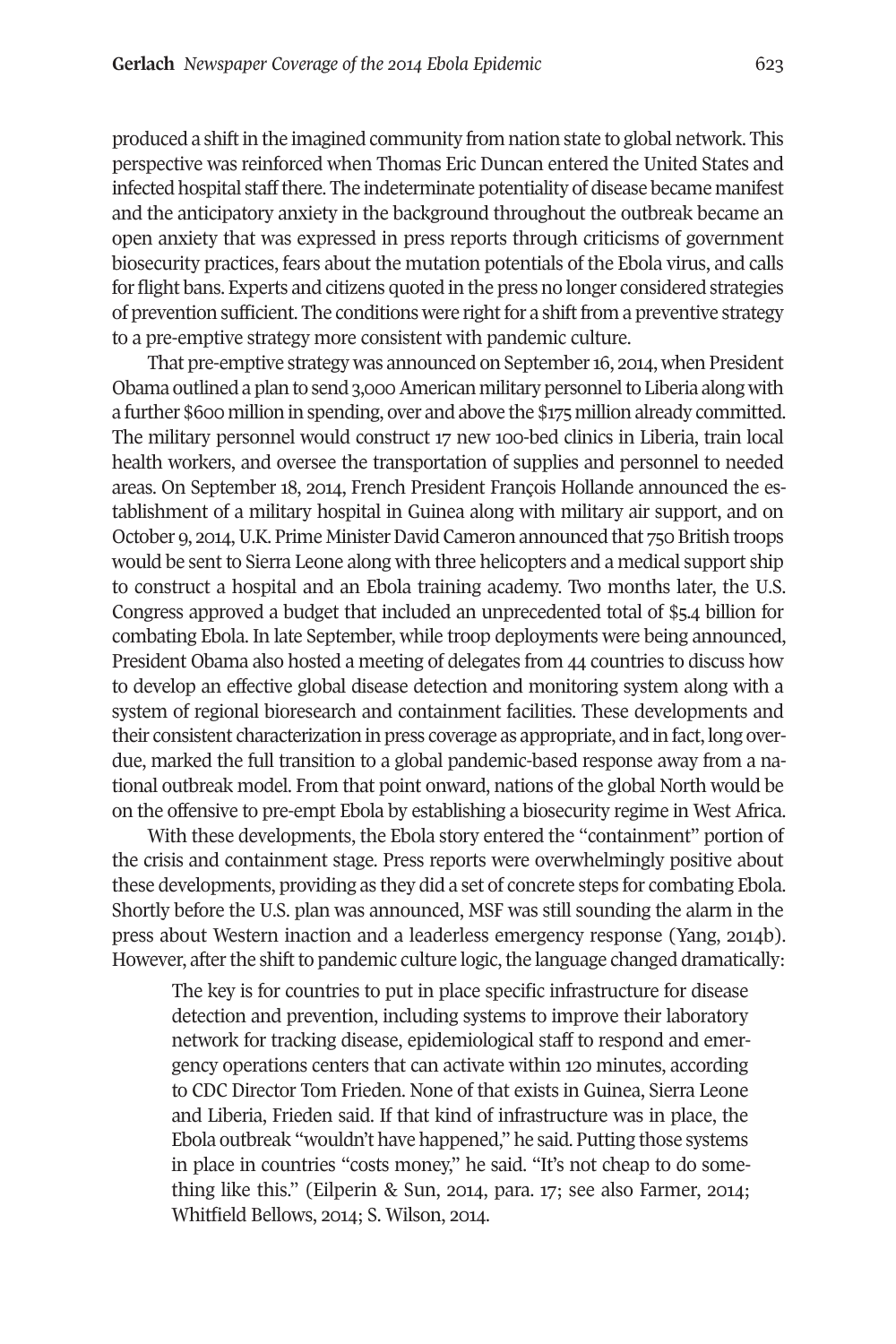produced a shift in the imagined community from nation state to global network. This perspective was reinforced when Thomas Eric Duncan entered the United States and infected hospital staff there. The indeterminate potentiality of disease became manifest and the anticipatory anxiety in the background throughout the outbreak became an open anxiety that was expressed in press reports through criticisms of government biosecurity practices, fears about the mutation potentials of the Ebola virus, and calls for flight bans. Experts and citizens quoted in the press no longer considered strategies of prevention sufficient. The conditions were right for a shift from a preventive strategy to a pre-emptive strategy more consistent with pandemic culture.

That pre-emptive strategy was announced on September 16, 2014, when President Obama outlined a plan to send 3,000 American military personnel to Liberia along with a further $600 million in spending, over and above the $175 million already committed. The military personnel would construct 17 new 100-bed clinics in Liberia, train local health workers, and oversee the transportation of supplies and personnel to needed areas. On September 18, 2014, French President François Hollande announced the establishment of a military hospital in Guinea along with military air support, and on October 9, 2014, U.K. Prime Minister David Cameron announced that 750 British troops would be sent to Sierra Leone along with three helicopters and a medical support ship to construct a hospital and an Ebola training academy. Two months later, the U.S. Congress approved a budget that included an unprecedented total of $5.4 billion for combating Ebola. In late September, while troop deployments were being announced, President Obama also hosted a meeting of delegates from 44 countries to discuss how to develop an effective global disease detection and monitoring system along with a system of regional bioresearch and containment facilities. These developments and their consistent characterization in press coverage as appropriate, and in fact, long overdue, marked the full transition to a global pandemic-based response away from a national outbreak model. From that point onward, nations of the global North would be on the offensive to pre-empt Ebola by establishing a biosecurity regime in West Africa.

With these developments, the Ebola story entered the "containment" portion of the crisis and containment stage. Press reports were overwhelmingly positive about these developments, providing as they did a set of concrete steps for combating Ebola. Shortly before the U.S. plan was announced, MSF was still sounding the alarm in the press about Western inaction and a leaderless emergency response (Yang, 2014b). However, after the shift to pandemic culture logic, the language changed dramatically:

> The key is for countries to put in place specific infrastructure for disease detection and prevention, including systems to improve their laboratory network for tracking disease, epidemiological staff to respond and emergency operations centers that can activate within 120 minutes, according to CDC Director Tom Frieden. None of that exists in Guinea, Sierra Leone and Liberia, Frieden said. If that kind of infrastructure was in place, the Ebola outbreak "wouldn't have happened," he said. Putting those systems in place in countries "costs money," he said. "It's not cheap to do something like this." (Eilperin & Sun, 2014, para. 17; see also Farmer, 2014; Whitfield Bellows, 2014; S. Wilson, 2014.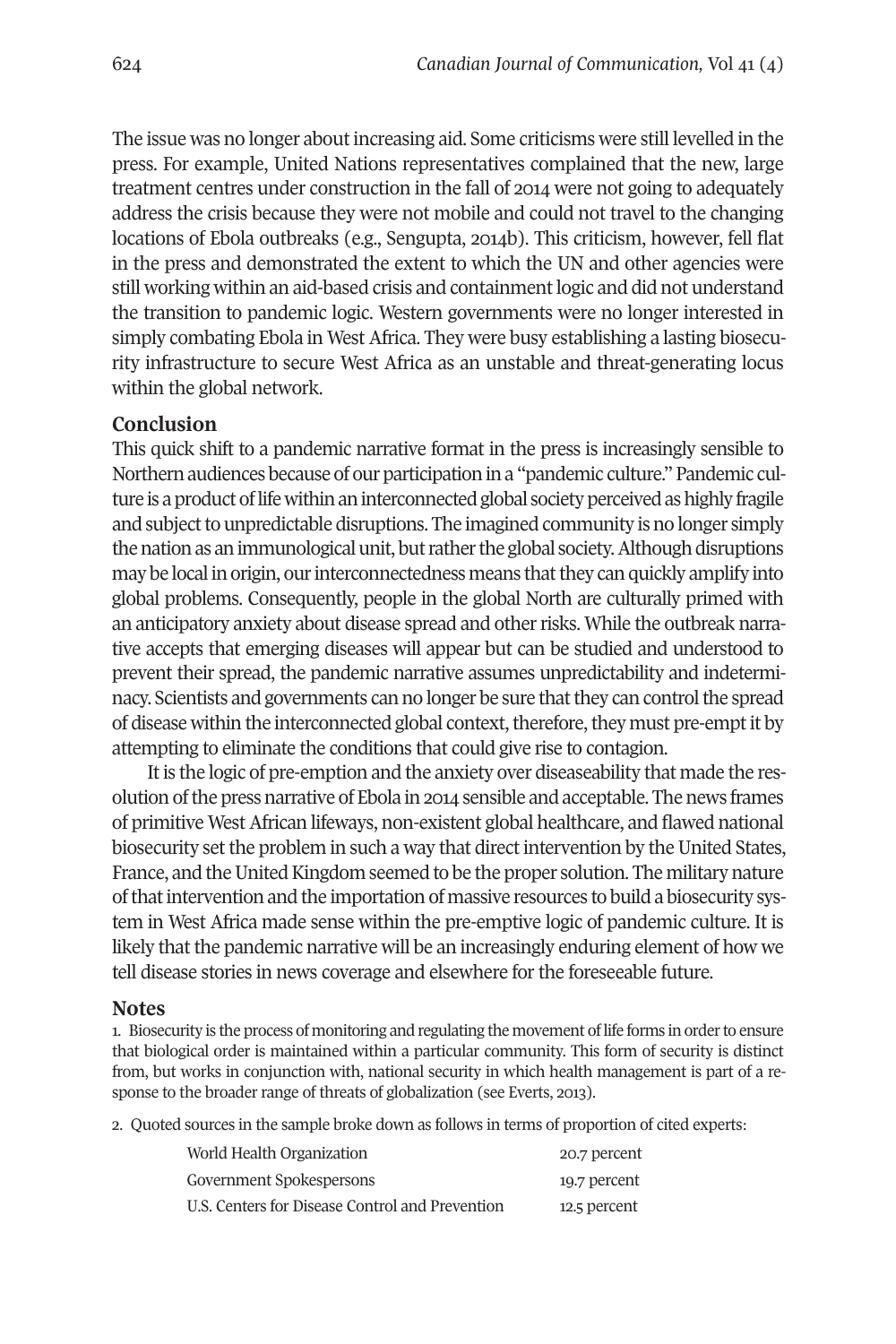The issue was no longer about increasing aid. Some criticisms were still levelled in the press. For example, United Nations representatives complained that the new, large treatment centres under construction in the fall of 2014 were not going to adequately address the crisis because they were not mobile and could not travel to the changing locations of Ebola outbreaks (e.g., Sengupta, 2014b). This criticism, however, fell flat in the press and demonstrated the extent to which the UN and other agencies were still working within an aid-based crisis and containment logic and did not understand the transition to pandemic logic. Western governments were no longer interested in simply combating Ebola in West Africa. They were busy establishing a lasting biosecurity infrastructure to secure West Africa as an unstable and threat-generating locus within the global network.

## Conclusion

This quick shift to a pandemic narrative format in the press is increasingly sensible to Northern audiences because of our participation in a "pandemic culture." Pandemic culture is a product of life within an interconnected global society perceived as highly fragile and subject to unpredictable disruptions. The imagined community is no longer simply the nation as an immunological unit, but rather the global society. Although disruptions may be local in origin, our interconnectedness means that they can quickly amplify into global problems. Consequently, people in the global North are culturally primed with an anticipatory anxiety about disease spread and other risks. While the outbreak narrative accepts that emerging diseases will appear but can be studied and understood to prevent their spread, the pandemic narrative assumes unpredictability and indeterminacy. Scientists and governments can no longer be sure that they can control the spread of disease within the interconnected global context, therefore, they must pre-empt it by attempting to eliminate the conditions that could give rise to contagion.

It is the logic of pre-emption and the anxiety over diseaseability that made the resolution of the press narrative of Ebola in 2014 sensible and acceptable. The news frames of primitive West African lifeways, non-existent global healthcare, and flawed national biosecurity set the problem in such a way that direct intervention by the United States, France, and the United Kingdom seemed to be the proper solution. The military nature of that intervention and the importation of massive resources to build a biosecurity system in West Africa made sense within the pre-emptive logic of pandemic culture. It is likely that the pandemic narrative will be an increasingly enduring element of how we tell disease stories in news coverage and elsewhere for the foreseeable future.

## Notes

1. Biosecurity is the process of monitoring and regulating the movement of life forms in order to ensure that biological order is maintained within a particular community. This form of security is distinct from, but works in conjunction with, national security in which health management is part of a response to the broader range of threats of globalization (see Everts, 2013).

2. Quoted sources in the sample broke down as follows in terms of proportion of cited experts:

| | |
|---|---|
| World Health Organization | 20.7 percent |
| Government Spokespersons | 19.7 percent |
| U.S. Centers for Disease Control and Prevention | 12.5 percent |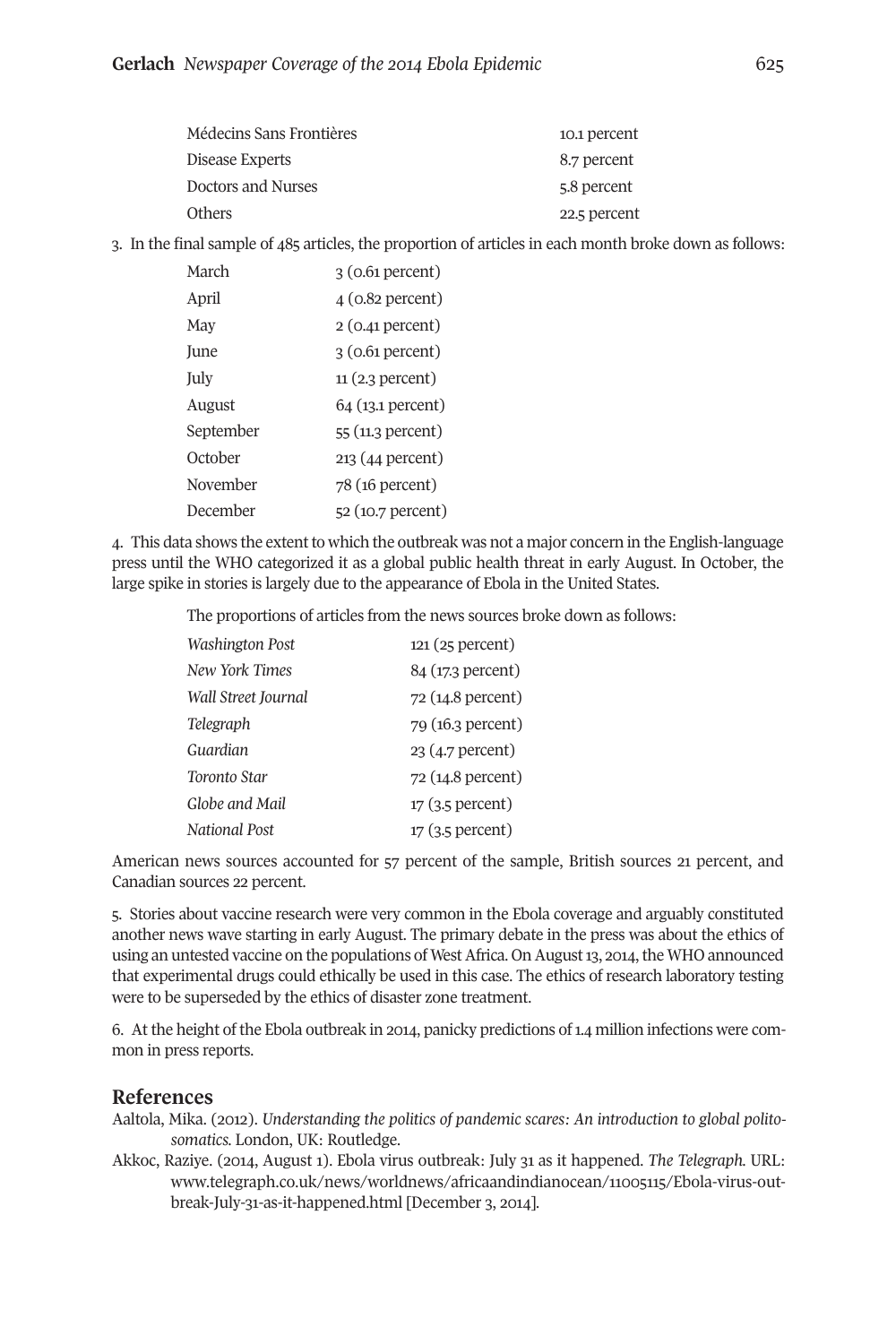| | |
|---|---|
| Médecins Sans Frontières | 10.1 percent |
| Disease Experts | 8.7 percent |
| Doctors and Nurses | 5.8 percent |
| Others | 22.5 percent |

3. In the final sample of 485 articles, the proportion of articles in each month broke down as follows:

| | |
|---|---|
| March | 3 (0.61 percent) |
| April | 4 (0.82 percent) |
| May | 2 (0.41 percent) |
| June | 3 (0.61 percent) |
| July | 11 (2.3 percent) |
| August | 64 (13.1 percent) |
| September | 55 (11.3 percent) |
| October | 213 (44 percent) |
| November | 78 (16 percent) |
| December | 52 (10.7 percent) |

4. This data shows the extent to which the outbreak was not a major concern in the English-language press until the WHO categorized it as a global public health threat in early August. In October, the large spike in stories is largely due to the appearance of Ebola in the United States.

The proportions of articles from the news sources broke down as follows:

| | |
|---|---|
| *Washington Post* | 121 (25 percent) |
| *New York Times* | 84 (17.3 percent) |
| *Wall Street Journal* | 72 (14.8 percent) |
| *Telegraph* | 79 (16.3 percent) |
| *Guardian* | 23 (4.7 percent) |
| *Toronto Star* | 72 (14.8 percent) |
| *Globe and Mail* | 17 (3.5 percent) |
| *National Post* | 17 (3.5 percent) |

American news sources accounted for 57 percent of the sample, British sources 21 percent, and Canadian sources 22 percent.

5. Stories about vaccine research were very common in the Ebola coverage and arguably constituted another news wave starting in early August. The primary debate in the press was about the ethics of using an untested vaccine on the populations of West Africa. On August 13, 2014, the WHO announced that experimental drugs could ethically be used in this case. The ethics of research laboratory testing were to be superseded by the ethics of disaster zone treatment.

6. At the height of the Ebola outbreak in 2014, panicky predictions of 1.4 million infections were common in press reports.

## References

Aaltola, Mika. (2012). *Understanding the politics of pandemic scares: An introduction to global politosomatics.* London, UK: Routledge.

Akkoc, Raziye. (2014, August 1). Ebola virus outbreak: July 31 as it happened. *The Telegraph.* URL: www.telegraph.co.uk/news/worldnews/africaandindianocean/11005115/Ebola-virus-outbreak-July-31-as-it-happened.html [December 3, 2014].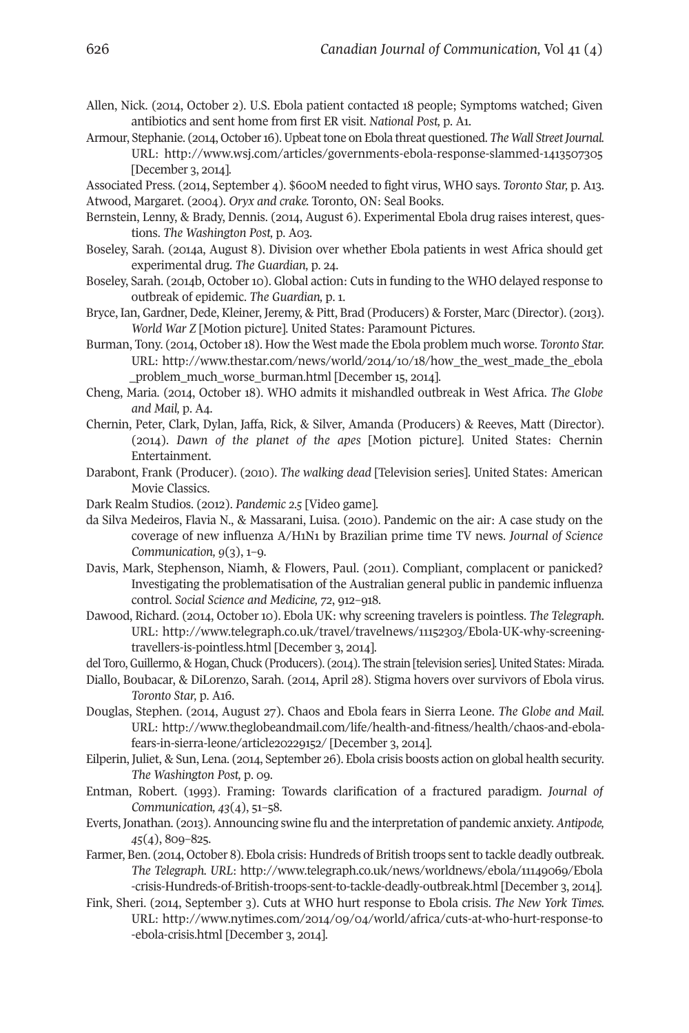Allen, Nick. (2014, October 2). U.S. Ebola patient contacted 18 people; Symptoms watched; Given antibiotics and sent home from first ER visit. *National Post,* p. A1.

Armour, Stephanie. (2014, October 16). Upbeat tone on Ebola threat questioned. *The Wall Street Journal.* URL: http://www.wsj.com/articles/governments-ebola-response-slammed-1413507305 [December 3, 2014].

Associated Press. (2014, September 4). $600M needed to fight virus, WHO says. *Toronto Star,* p. A13.

Atwood, Margaret. (2004). *Oryx and crake.* Toronto, ON: Seal Books.

Bernstein, Lenny, & Brady, Dennis. (2014, August 6). Experimental Ebola drug raises interest, questions. *The Washington Post,* p. A03.

Boseley, Sarah. (2014a, August 8). Division over whether Ebola patients in west Africa should get experimental drug. *The Guardian,* p. 24.

Boseley, Sarah. (2014b, October 10). Global action: Cuts in funding to the WHO delayed response to outbreak of epidemic. *The Guardian,* p. 1.

Bryce, Ian, Gardner, Dede, Kleiner, Jeremy, & Pitt, Brad (Producers) & Forster, Marc (Director). (2013). *World War Z* [Motion picture]. United States: Paramount Pictures.

Burman, Tony. (2014, October 18). How the West made the Ebola problem much worse. *Toronto Star.* URL: http://www.thestar.com/news/world/2014/10/18/how_the_west_made_the_ebola_problem_much_worse_burman.html [December 15, 2014].

Cheng, Maria. (2014, October 18). WHO admits it mishandled outbreak in West Africa. *The Globe and Mail,* p. A4.

Chernin, Peter, Clark, Dylan, Jaffa, Rick, & Silver, Amanda (Producers) & Reeves, Matt (Director). (2014). *Dawn of the planet of the apes* [Motion picture]. United States: Chernin Entertainment.

Darabont, Frank (Producer). (2010). *The walking dead* [Television series]. United States: American Movie Classics.

Dark Realm Studios. (2012). *Pandemic 2.5* [Video game].

da Silva Medeiros, Flavia N., & Massarani, Luisa. (2010). Pandemic on the air: A case study on the coverage of new influenza A/H1N1 by Brazilian prime time TV news. *Journal of Science Communication, 9*(3), 1–9.

Davis, Mark, Stephenson, Niamh, & Flowers, Paul. (2011). Compliant, complacent or panicked? Investigating the problematisation of the Australian general public in pandemic influenza control. *Social Science and Medicine, 72*, 912–918.

Dawood, Richard. (2014, October 10). Ebola UK: why screening travelers is pointless. *The Telegraph.* URL: http://www.telegraph.co.uk/travel/travelnews/11152303/Ebola-UK-why-screening-travellers-is-pointless.html [December 3, 2014].

del Toro, Guillermo, & Hogan, Chuck (Producers). (2014). The strain [television series]. United States: Mirada.

Diallo, Boubacar, & DiLorenzo, Sarah. (2014, April 28). Stigma hovers over survivors of Ebola virus. *Toronto Star,* p. A16.

Douglas, Stephen. (2014, August 27). Chaos and Ebola fears in Sierra Leone. *The Globe and Mail.* URL: http://www.theglobeandmail.com/life/health-and-fitness/health/chaos-and-ebola-fears-in-sierra-leone/article20229152/ [December 3, 2014].

Eilperin, Juliet, & Sun, Lena. (2014, September 26). Ebola crisis boosts action on global health security. *The Washington Post,* p. 09.

Entman, Robert. (1993). Framing: Towards clarification of a fractured paradigm. *Journal of Communication, 43*(4), 51–58.

Everts, Jonathan. (2013). Announcing swine flu and the interpretation of pandemic anxiety. *Antipode, 45*(4), 809–825.

Farmer, Ben. (2014, October 8). Ebola crisis: Hundreds of British troops sent to tackle deadly outbreak. *The Telegraph. URL*: http://www.telegraph.co.uk/news/worldnews/ebola/11149069/Ebola-crisis-Hundreds-of-British-troops-sent-to-tackle-deadly-outbreak.html [December 3, 2014].

Fink, Sheri. (2014, September 3). Cuts at WHO hurt response to Ebola crisis. *The New York Times.* URL: http://www.nytimes.com/2014/09/04/world/africa/cuts-at-who-hurt-response-to-ebola-crisis.html [December 3, 2014].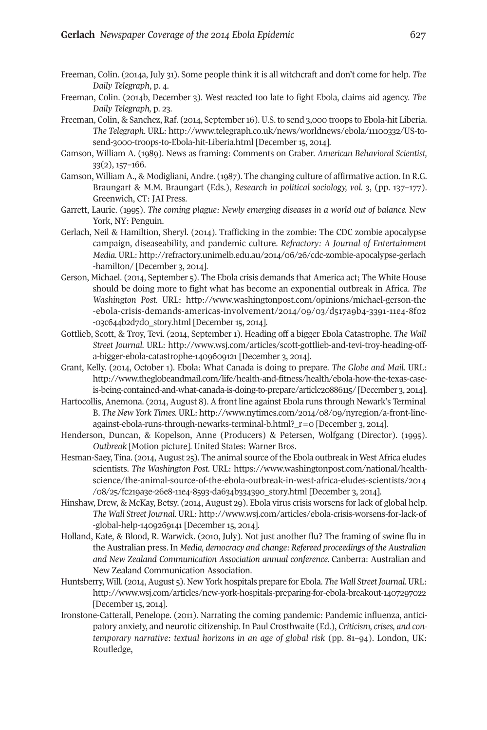Freeman, Colin. (2014a, July 31). Some people think it is all witchcraft and don't come for help. *The Daily Telegraph*, p. 4.

Freeman, Colin. (2014b, December 3). West reacted too late to fight Ebola, claims aid agency. *The Daily Telegraph,* p. 23.

Freeman, Colin, & Sanchez, Raf. (2014, September 16). U.S. to send 3,000 troops to Ebola-hit Liberia. *The Telegraph*. URL: http://www.telegraph.co.uk/news/worldnews/ebola/11100332/US-to-send-3000-troops-to-Ebola-hit-Liberia.html [December 15, 2014].

Gamson, William A. (1989). News as framing: Comments on Graber. *American Behavioral Scientist, 33*(2), 157–166.

Gamson, William A., & Modigliani, Andre. (1987). The changing culture of affirmative action. In R.G. Braungart & M.M. Braungart (Eds.), *Research in political sociology, vol. 3*, (pp. 137–177). Greenwich, CT: JAI Press.

Garrett, Laurie. (1995). *The coming plague: Newly emerging diseases in a world out of balance.* New York, NY: Penguin.

Gerlach, Neil & Hamiltion, Sheryl. (2014). Trafficking in the zombie: The CDC zombie apocalypse campaign, diseaseability, and pandemic culture. *Refractory: A Journal of Entertainment Media*. URL: http://refractory.unimelb.edu.au/2014/06/26/cdc-zombie-apocalypse-gerlach-hamilton/ [December 3, 2014].

Gerson, Michael. (2014, September 5). The Ebola crisis demands that America act; The White House should be doing more to fight what has become an exponential outbreak in Africa. *The Washington Post.* URL: http://www.washingtonpost.com/opinions/michael-gerson-the-ebola-crisis-demands-americas-involvement/2014/09/03/d517a9b4-3391-11e4-8f02-03c644b2d7d0_story.html [December 15, 2014].

Gottlieb, Scott, & Troy, Tevi. (2014, September 1). Heading off a bigger Ebola Catastrophe. *The Wall Street Journal.* URL: http://www.wsj.com/articles/scott-gottlieb-and-tevi-troy-heading-off-a-bigger-ebola-catastrophe-1409609121 [December 3, 2014].

Grant, Kelly. (2014, October 1). Ebola: What Canada is doing to prepare. *The Globe and Mail.* URL: http://www.theglobeandmail.com/life/health-and-fitness/health/ebola-how-the-texas-case-is-being-contained-and-what-canada-is-doing-to-prepare/article20886115/ [December 3, 2014].

Hartocollis, Anemona. (2014, August 8). A front line against Ebola runs through Newark's Terminal B. *The New York Times.* URL: http://www.nytimes.com/2014/08/09/nyregion/a-front-line-against-ebola-runs-through-newarks-terminal-b.html?_r=0 [December 3, 2014].

Henderson, Duncan, & Kopelson, Anne (Producers) & Petersen, Wolfgang (Director). (1995). *Outbreak* [Motion picture]. United States: Warner Bros.

Hesman-Saey, Tina. (2014, August 25). The animal source of the Ebola outbreak in West Africa eludes scientists. *The Washington Post.* URL: https://www.washingtonpost.com/national/health-science/the-animal-source-of-the-ebola-outbreak-in-west-africa-eludes-scientists/2014/08/25/fc219a3e-26e8-11e4-8593-da634b334390_story.html [December 3, 2014].

Hinshaw, Drew, & McKay, Betsy. (2014, August 29). Ebola virus crisis worsens for lack of global help. *The Wall Street Journal.* URL: http://www.wsj.com/articles/ebola-crisis-worsens-for-lack-of-global-help-1409269141 [December 15, 2014].

Holland, Kate, & Blood, R. Warwick. (2010, July). Not just another flu? The framing of swine flu in the Australian press. In *Media, democracy and change: Refereed proceedings of the Australian and New Zealand Communication Association annual conference.* Canberra: Australian and New Zealand Communication Association.

Huntsberry, Will. (2014, August 5). New York hospitals prepare for Ebola. *The Wall Street Journal.* URL: http://www.wsj.com/articles/new-york-hospitals-preparing-for-ebola-breakout-1407297022 [December 15, 2014].

Ironstone-Catterall, Penelope. (2011). Narrating the coming pandemic: Pandemic influenza, anticipatory anxiety, and neurotic citizenship. In Paul Crosthwaite (Ed.), *Criticism, crises, and contemporary narrative: textual horizons in an age of global risk* (pp. 81–94). London, UK: Routledge,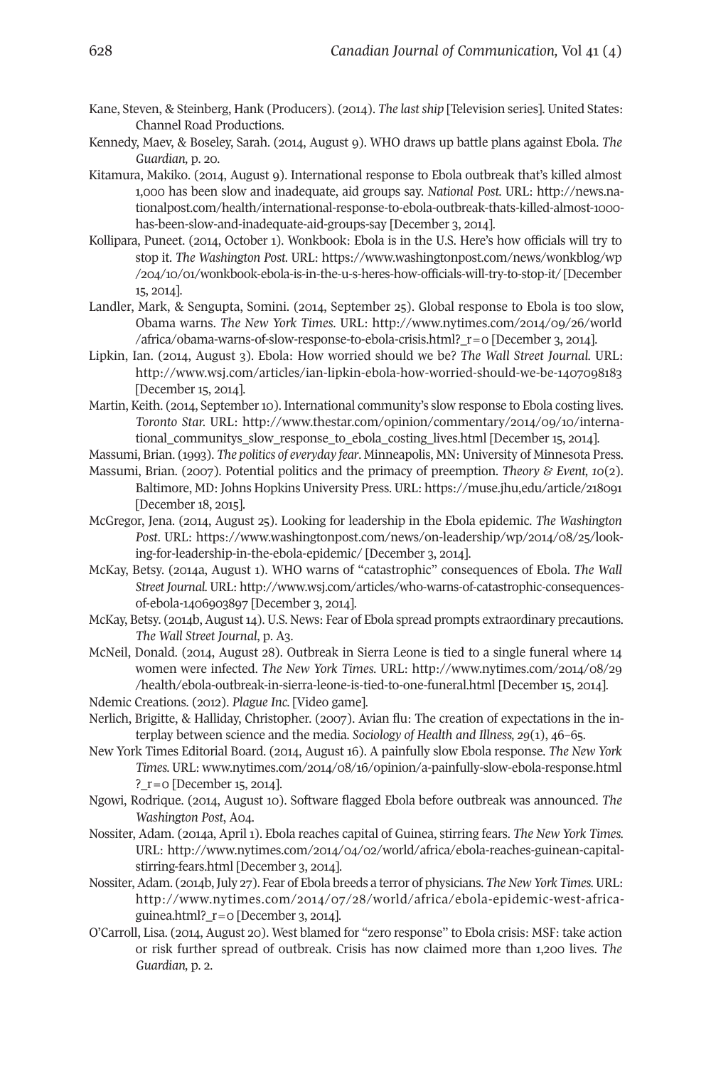Kane, Steven, & Steinberg, Hank (Producers). (2014). *The last ship* [Television series]. United States: Channel Road Productions.

Kennedy, Maev, & Boseley, Sarah. (2014, August 9). WHO draws up battle plans against Ebola. *The Guardian*, p. 20.

Kitamura, Makiko. (2014, August 9). International response to Ebola outbreak that's killed almost 1,000 has been slow and inadequate, aid groups say. *National Post*. URL: http://news.nationalpost.com/health/international-response-to-ebola-outbreak-thats-killed-almost-1000-has-been-slow-and-inadequate-aid-groups-say [December 3, 2014].

Kollipara, Puneet. (2014, October 1). Wonkbook: Ebola is in the U.S. Here's how officials will try to stop it. *The Washington Post*. URL: https://www.washingtonpost.com/news/wonkblog/wp/204/10/01/wonkbook-ebola-is-in-the-u-s-heres-how-officials-will-try-to-stop-it/ [December 15, 2014].

Landler, Mark, & Sengupta, Somini. (2014, September 25). Global response to Ebola is too slow, Obama warns. *The New York Times*. URL: http://www.nytimes.com/2014/09/26/world/africa/obama-warns-of-slow-response-to-ebola-crisis.html?_r=0 [December 3, 2014].

Lipkin, Ian. (2014, August 3). Ebola: How worried should we be? *The Wall Street Journal*. URL: http://www.wsj.com/articles/ian-lipkin-ebola-how-worried-should-we-be-1407098183 [December 15, 2014].

Martin, Keith. (2014, September 10). International community's slow response to Ebola costing lives. *Toronto Star*. URL: http://www.thestar.com/opinion/commentary/2014/09/10/international_communitys_slow_response_to_ebola_costing_lives.html [December 15, 2014].

Massumi, Brian. (1993). *The politics of everyday fear*. Minneapolis, MN: University of Minnesota Press.

Massumi, Brian. (2007). Potential politics and the primacy of preemption. *Theory & Event, 10*(2). Baltimore, MD: Johns Hopkins University Press. URL: https://muse.jhu,edu/article/218091 [December 18, 2015].

McGregor, Jena. (2014, August 25). Looking for leadership in the Ebola epidemic. *The Washington Post*. URL: https://www.washingtonpost.com/news/on-leadership/wp/2014/08/25/looking-for-leadership-in-the-ebola-epidemic/ [December 3, 2014].

McKay, Betsy. (2014a, August 1). WHO warns of "catastrophic" consequences of Ebola. *The Wall Street Journal*. URL: http://www.wsj.com/articles/who-warns-of-catastrophic-consequences-of-ebola-1406903897 [December 3, 2014].

McKay, Betsy. (2014b, August 14). U.S. News: Fear of Ebola spread prompts extraordinary precautions. *The Wall Street Journal*, p. A3.

McNeil, Donald. (2014, August 28). Outbreak in Sierra Leone is tied to a single funeral where 14 women were infected. *The New York Times*. URL: http://www.nytimes.com/2014/08/29/health/ebola-outbreak-in-sierra-leone-is-tied-to-one-funeral.html [December 15, 2014].

Ndemic Creations. (2012). *Plague Inc.* [Video game].

Nerlich, Brigitte, & Halliday, Christopher. (2007). Avian flu: The creation of expectations in the interplay between science and the media. *Sociology of Health and Illness*, 29(1), 46–65.

New York Times Editorial Board. (2014, August 16). A painfully slow Ebola response. *The New York Times*. URL: www.nytimes.com/2014/08/16/opinion/a-painfully-slow-ebola-response.html?_r=0 [December 15, 2014].

Ngowi, Rodrique. (2014, August 10). Software flagged Ebola before outbreak was announced. *The Washington Post*, A04.

Nossiter, Adam. (2014a, April 1). Ebola reaches capital of Guinea, stirring fears. *The New York Times*. URL: http://www.nytimes.com/2014/04/02/world/africa/ebola-reaches-guinean-capital-stirring-fears.html [December 3, 2014].

Nossiter, Adam. (2014b, July 27). Fear of Ebola breeds a terror of physicians. *The New York Times*. URL: http://www.nytimes.com/2014/07/28/world/africa/ebola-epidemic-west-africa-guinea.html?_r=0 [December 3, 2014].

O'Carroll, Lisa. (2014, August 20). West blamed for "zero response" to Ebola crisis: MSF: take action or risk further spread of outbreak. Crisis has now claimed more than 1,200 lives. *The Guardian*, p. 2.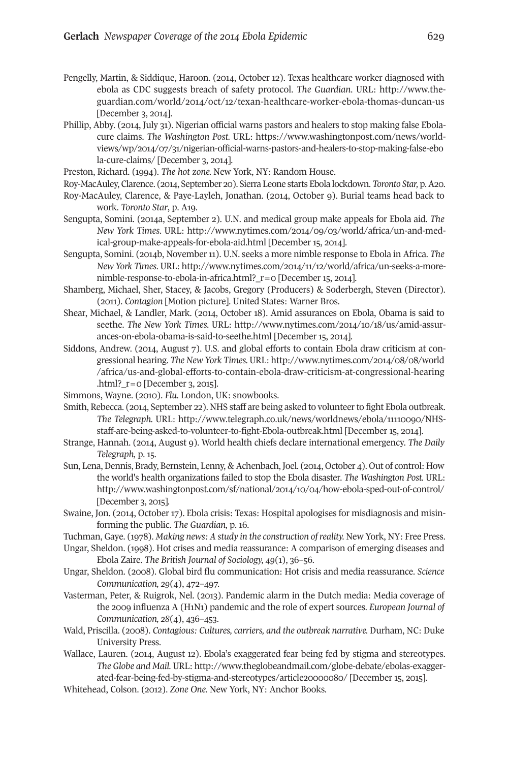Pengelly, Martin, & Siddique, Haroon. (2014, October 12). Texas healthcare worker diagnosed with ebola as CDC suggests breach of safety protocol. *The Guardian*. URL: http://www.theguardian.com/world/2014/oct/12/texan-healthcare-worker-ebola-thomas-duncan-us [December 3, 2014].

Phillip, Abby. (2014, July 31). Nigerian official warns pastors and healers to stop making false Ebola-cure claims. *The Washington Post*. URL: https://www.washingtonpost.com/news/worldviews/wp/2014/07/31/nigerian-official-warns-pastors-and-healers-to-stop-making-false-ebola-cure-claims/ [December 3, 2014].

Preston, Richard. (1994). *The hot zone*. New York, NY: Random House.

Roy-MacAuley, Clarence. (2014, September 20). Sierra Leone starts Ebola lockdown. *Toronto Star*, p. A20.

Roy-MacAuley, Clarence, & Paye-Layleh, Jonathan. (2014, October 9). Burial teams head back to work. *Toronto Star*, p. A19.

Sengupta, Somini. (2014a, September 2). U.N. and medical group make appeals for Ebola aid. *The New York Times*. URL: http://www.nytimes.com/2014/09/03/world/africa/un-and-medical-group-make-appeals-for-ebola-aid.html [December 15, 2014].

Sengupta, Somini. (2014b, November 11). U.N. seeks a more nimble response to Ebola in Africa. *The New York Times*. URL: http://www.nytimes.com/2014/11/12/world/africa/un-seeks-a-more-nimble-response-to-ebola-in-africa.html?_r=0 [December 15, 2014].

Shamberg, Michael, Sher, Stacey, & Jacobs, Gregory (Producers) & Soderbergh, Steven (Director). (2011). *Contagion* [Motion picture]. United States: Warner Bros.

Shear, Michael, & Landler, Mark. (2014, October 18). Amid assurances on Ebola, Obama is said to seethe. *The New York Times*. URL: http://www.nytimes.com/2014/10/18/us/amid-assurances-on-ebola-obama-is-said-to-seethe.html [December 15, 2014].

Siddons, Andrew. (2014, August 7). U.S. and global efforts to contain Ebola draw criticism at congressional hearing. *The New York Times*. URL: http://www.nytimes.com/2014/08/08/world/africa/us-and-global-efforts-to-contain-ebola-draw-criticism-at-congressional-hearing.html?_r=0 [December 3, 2015].

Simmons, Wayne. (2010). *Flu*. London, UK: snowbooks.

Smith, Rebecca. (2014, September 22). NHS staff are being asked to volunteer to fight Ebola outbreak. *The Telegraph*. URL: http://www.telegraph.co.uk/news/worldnews/ebola/11110090/NHS-staff-are-being-asked-to-volunteer-to-fight-Ebola-outbreak.html [December 15, 2014].

Strange, Hannah. (2014, August 9). World health chiefs declare international emergency. *The Daily Telegraph*, p. 15.

Sun, Lena, Dennis, Brady, Bernstein, Lenny, & Achenbach, Joel. (2014, October 4). Out of control: How the world's health organizations failed to stop the Ebola disaster. *The Washington Post*. URL: http://www.washingtonpost.com/sf/national/2014/10/04/how-ebola-sped-out-of-control/ [December 3, 2015].

Swaine, Jon. (2014, October 17). Ebola crisis: Texas: Hospital apologises for misdiagnosis and misinforming the public. *The Guardian*, p. 16.

Tuchman, Gaye. (1978). *Making news: A study in the construction of reality*. New York, NY: Free Press.

Ungar, Sheldon. (1998). Hot crises and media reassurance: A comparison of emerging diseases and Ebola Zaire. *The British Journal of Sociology, 49*(1), 36–56.

Ungar, Sheldon. (2008). Global bird flu communication: Hot crisis and media reassurance. *Science Communication, 29*(4), 472–497.

Vasterman, Peter, & Ruigrok, Nel. (2013). Pandemic alarm in the Dutch media: Media coverage of the 2009 influenza A (H1N1) pandemic and the role of expert sources. *European Journal of Communication, 28*(4), 436–453.

Wald, Priscilla. (2008). *Contagious: Cultures, carriers, and the outbreak narrative*. Durham, NC: Duke University Press.

Wallace, Lauren. (2014, August 12). Ebola's exaggerated fear being fed by stigma and stereotypes. *The Globe and Mail*. URL: http://www.theglobeandmail.com/globe-debate/ebolas-exaggerated-fear-being-fed-by-stigma-and-stereotypes/article20000080/ [December 15, 2015].

Whitehead, Colson. (2012). *Zone One*. New York, NY: Anchor Books.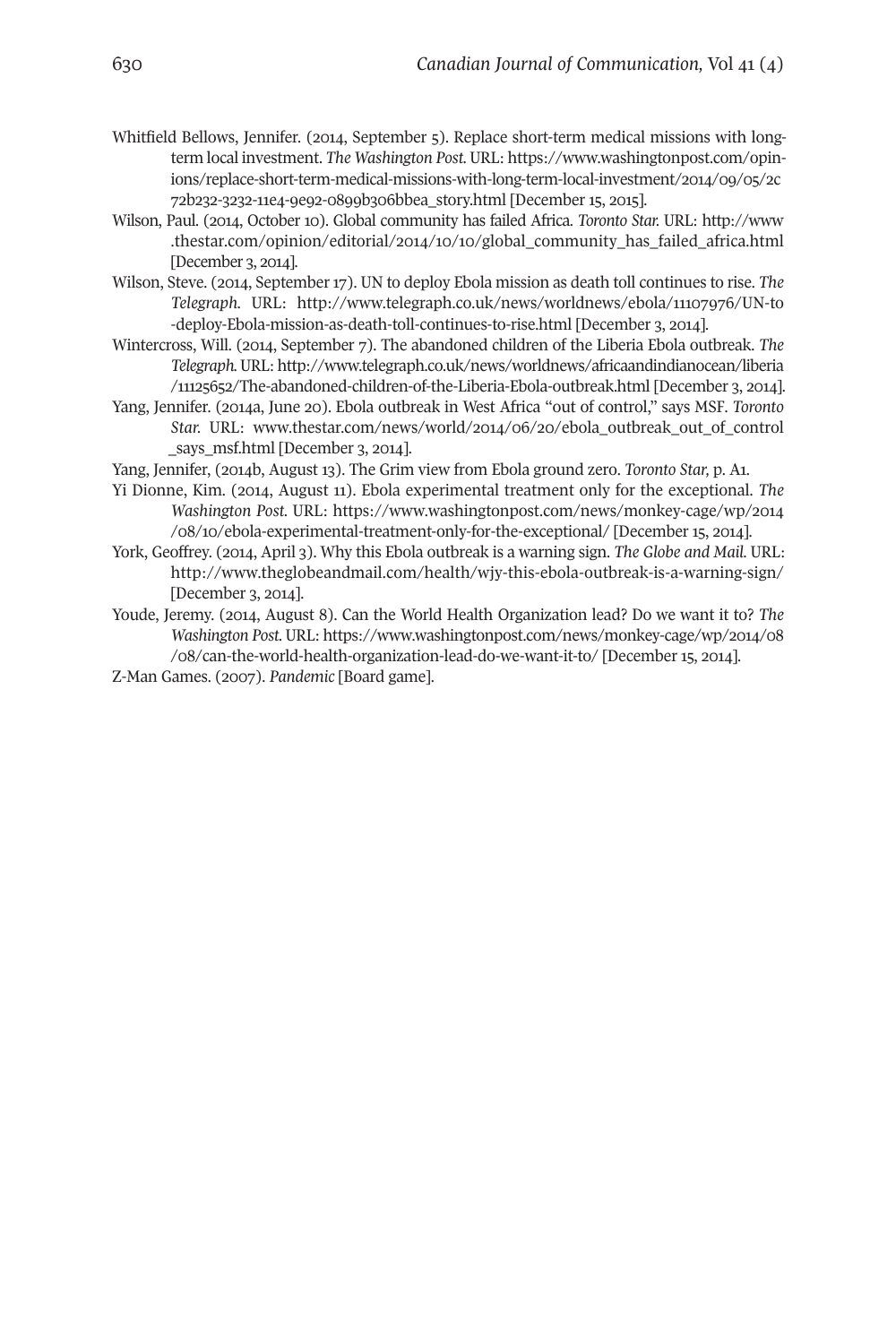Whitfield Bellows, Jennifer. (2014, September 5). Replace short-term medical missions with long-term local investment. *The Washington Post.* URL: https://www.washingtonpost.com/opinions/replace-short-term-medical-missions-with-long-term-local-investment/2014/09/05/2c72b232-3232-11e4-9e92-0899b306bbea_story.html [December 15, 2015].

Wilson, Paul. (2014, October 10). Global community has failed Africa. *Toronto Star.* URL: http://www.thestar.com/opinion/editorial/2014/10/10/global_community_has_failed_africa.html [December 3, 2014].

Wilson, Steve. (2014, September 17). UN to deploy Ebola mission as death toll continues to rise. *The Telegraph.* URL: http://www.telegraph.co.uk/news/worldnews/ebola/11107976/UN-to-deploy-Ebola-mission-as-death-toll-continues-to-rise.html [December 3, 2014].

Wintercross, Will. (2014, September 7). The abandoned children of the Liberia Ebola outbreak. *The Telegraph.* URL: http://www.telegraph.co.uk/news/worldnews/africaandindianocean/liberia/11125652/The-abandoned-children-of-the-Liberia-Ebola-outbreak.html [December 3, 2014].

Yang, Jennifer. (2014a, June 20). Ebola outbreak in West Africa "out of control," says MSF. *Toronto Star.* URL: www.thestar.com/news/world/2014/06/20/ebola_outbreak_out_of_control_says_msf.html [December 3, 2014].

Yang, Jennifer, (2014b, August 13). The Grim view from Ebola ground zero. *Toronto Star,* p. A1.

Yi Dionne, Kim. (2014, August 11). Ebola experimental treatment only for the exceptional. *The Washington Post.* URL: https://www.washingtonpost.com/news/monkey-cage/wp/2014/08/10/ebola-experimental-treatment-only-for-the-exceptional/ [December 15, 2014].

York, Geoffrey. (2014, April 3). Why this Ebola outbreak is a warning sign. *The Globe and Mail.* URL: http://www.theglobeandmail.com/health/wjy-this-ebola-outbreak-is-a-warning-sign/ [December 3, 2014].

Youde, Jeremy. (2014, August 8). Can the World Health Organization lead? Do we want it to? *The Washington Post.* URL: https://www.washingtonpost.com/news/monkey-cage/wp/2014/08/08/can-the-world-health-organization-lead-do-we-want-it-to/ [December 15, 2014].

Z-Man Games. (2007). *Pandemic* [Board game].